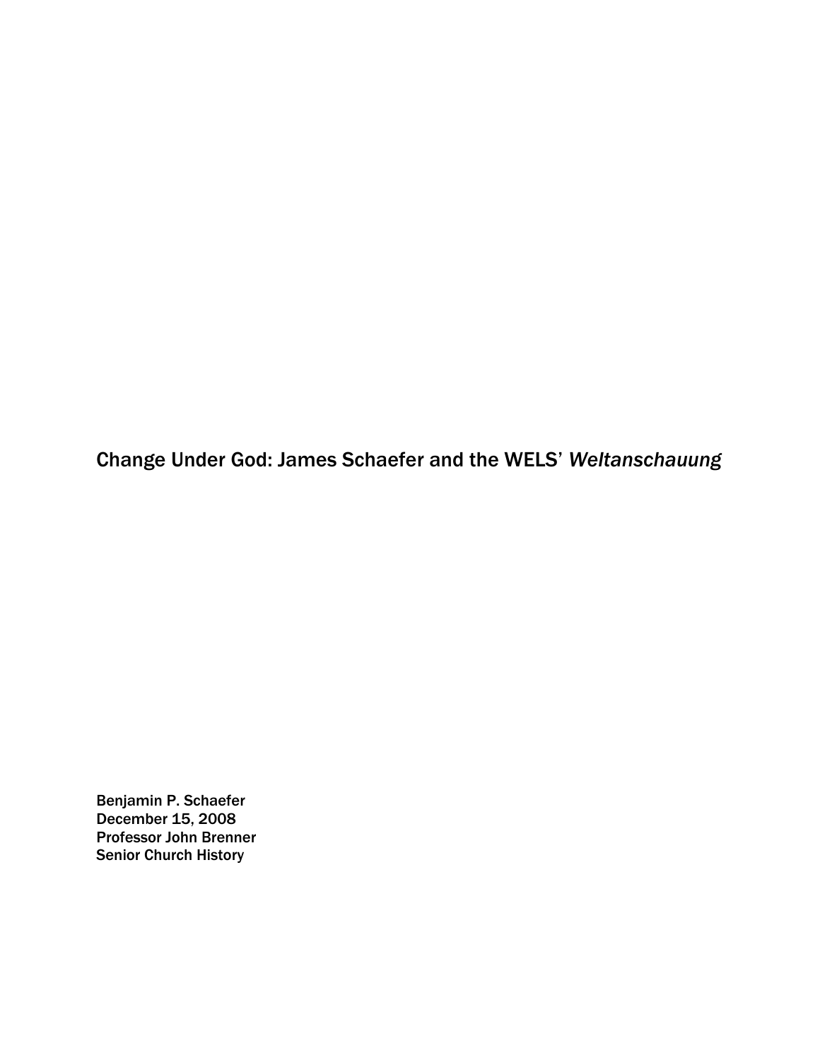# Change Under God: James Schaefer and the WELS' *Weltanschauung*

Benjamin P. Schaefer
December 15, 2008
Professor John Brenner
Senior Church History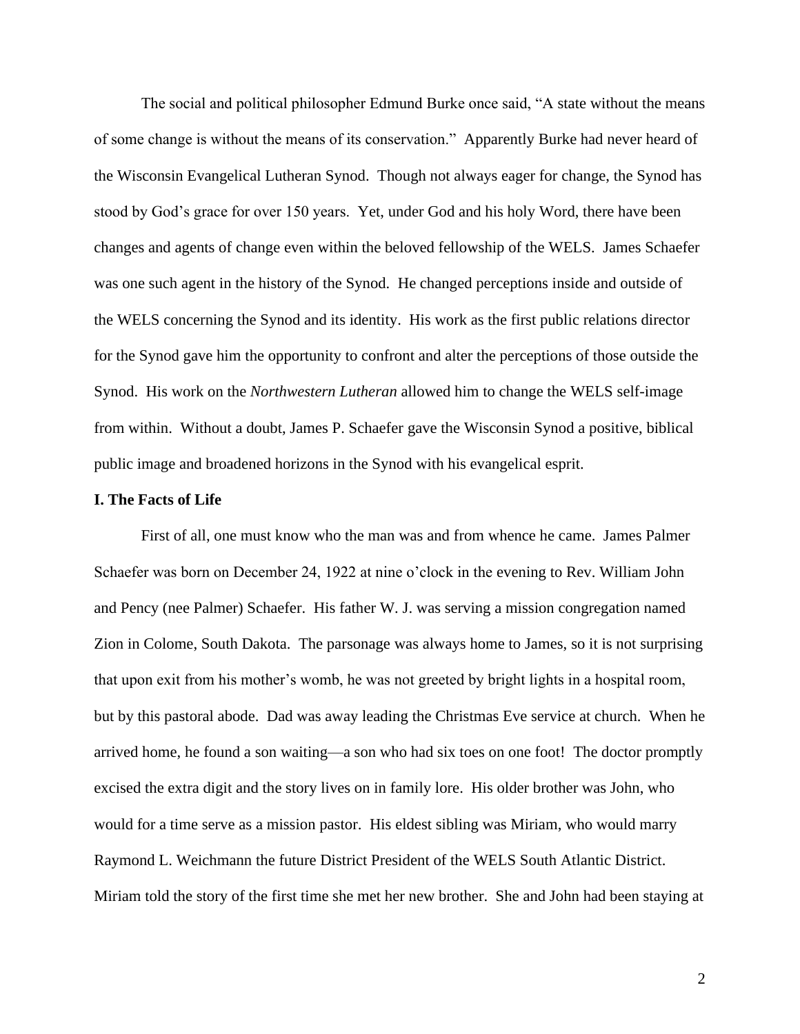The social and political philosopher Edmund Burke once said, "A state without the means of some change is without the means of its conservation." Apparently Burke had never heard of the Wisconsin Evangelical Lutheran Synod. Though not always eager for change, the Synod has stood by God's grace for over 150 years. Yet, under God and his holy Word, there have been changes and agents of change even within the beloved fellowship of the WELS. James Schaefer was one such agent in the history of the Synod. He changed perceptions inside and outside of the WELS concerning the Synod and its identity. His work as the first public relations director for the Synod gave him the opportunity to confront and alter the perceptions of those outside the Synod. His work on the *Northwestern Lutheran* allowed him to change the WELS self-image from within. Without a doubt, James P. Schaefer gave the Wisconsin Synod a positive, biblical public image and broadened horizons in the Synod with his evangelical esprit.

**I. The Facts of Life**

First of all, one must know who the man was and from whence he came. James Palmer Schaefer was born on December 24, 1922 at nine o'clock in the evening to Rev. William John and Pency (nee Palmer) Schaefer. His father W. J. was serving a mission congregation named Zion in Colome, South Dakota. The parsonage was always home to James, so it is not surprising that upon exit from his mother's womb, he was not greeted by bright lights in a hospital room, but by this pastoral abode. Dad was away leading the Christmas Eve service at church. When he arrived home, he found a son waiting—a son who had six toes on one foot! The doctor promptly excised the extra digit and the story lives on in family lore. His older brother was John, who would for a time serve as a mission pastor. His eldest sibling was Miriam, who would marry Raymond L. Weichmann the future District President of the WELS South Atlantic District. Miriam told the story of the first time she met her new brother. She and John had been staying at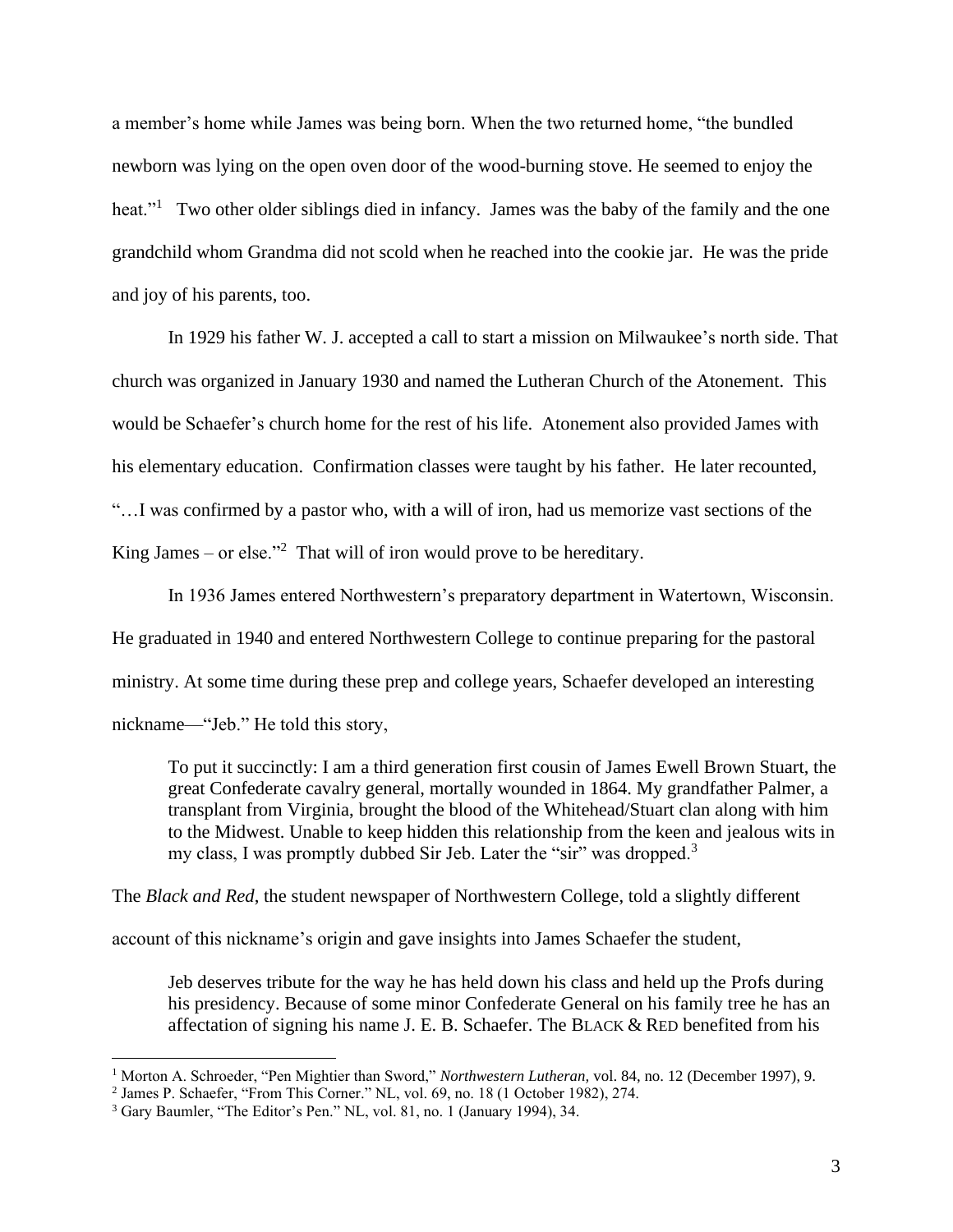a member's home while James was being born. When the two returned home, "the bundled newborn was lying on the open oven door of the wood-burning stove. He seemed to enjoy the heat."[1] Two other older siblings died in infancy. James was the baby of the family and the one grandchild whom Grandma did not scold when he reached into the cookie jar. He was the pride and joy of his parents, too.

In 1929 his father W. J. accepted a call to start a mission on Milwaukee's north side. That church was organized in January 1930 and named the Lutheran Church of the Atonement. This would be Schaefer's church home for the rest of his life. Atonement also provided James with his elementary education. Confirmation classes were taught by his father. He later recounted, "…I was confirmed by a pastor who, with a will of iron, had us memorize vast sections of the King James – or else."[2] That will of iron would prove to be hereditary.

In 1936 James entered Northwestern's preparatory department in Watertown, Wisconsin. He graduated in 1940 and entered Northwestern College to continue preparing for the pastoral ministry. At some time during these prep and college years, Schaefer developed an interesting nickname—"Jeb." He told this story,

> To put it succinctly: I am a third generation first cousin of James Ewell Brown Stuart, the great Confederate cavalry general, mortally wounded in 1864. My grandfather Palmer, a transplant from Virginia, brought the blood of the Whitehead/Stuart clan along with him to the Midwest. Unable to keep hidden this relationship from the keen and jealous wits in my class, I was promptly dubbed Sir Jeb. Later the "sir" was dropped.[3]

The *Black and Red*, the student newspaper of Northwestern College, told a slightly different account of this nickname's origin and gave insights into James Schaefer the student,

> Jeb deserves tribute for the way he has held down his class and held up the Profs during his presidency. Because of some minor Confederate General on his family tree he has an affectation of signing his name J. E. B. Schaefer. The BLACK & RED benefited from his

---

[1] Morton A. Schroeder, "Pen Mightier than Sword," *Northwestern Lutheran*, vol. 84, no. 12 (December 1997), 9.

[2] James P. Schaefer, "From This Corner." NL, vol. 69, no. 18 (1 October 1982), 274.

[3] Gary Baumler, "The Editor's Pen." NL, vol. 81, no. 1 (January 1994), 34.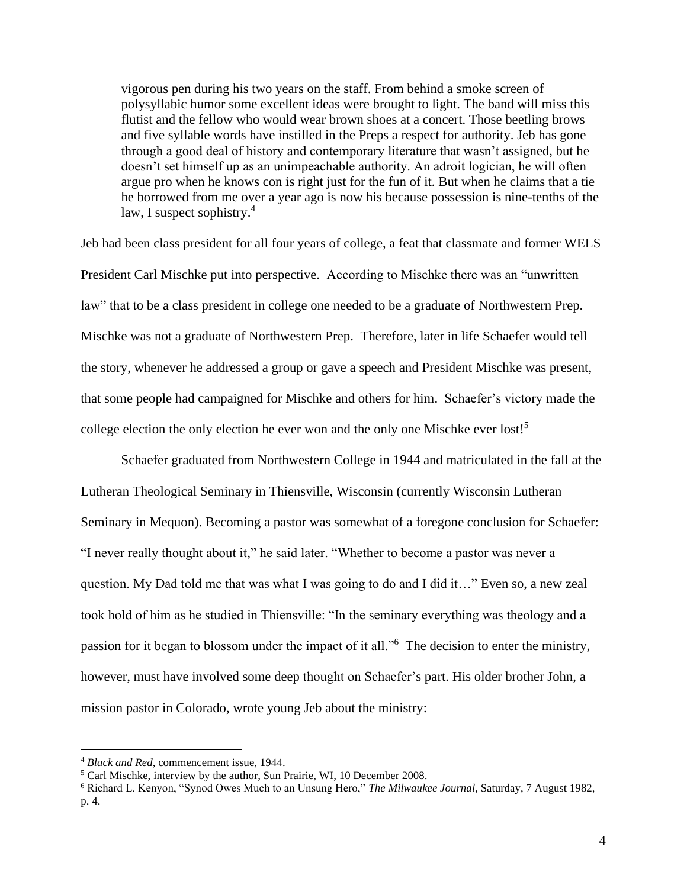> vigorous pen during his two years on the staff. From behind a smoke screen of polysyllabic humor some excellent ideas were brought to light. The band will miss this flutist and the fellow who would wear brown shoes at a concert. Those beetling brows and five syllable words have instilled in the Preps a respect for authority. Jeb has gone through a good deal of history and contemporary literature that wasn't assigned, but he doesn't set himself up as an unimpeachable authority. An adroit logician, he will often argue pro when he knows con is right just for the fun of it. But when he claims that a tie he borrowed from me over a year ago is now his because possession is nine-tenths of the law, I suspect sophistry.[4]

Jeb had been class president for all four years of college, a feat that classmate and former WELS President Carl Mischke put into perspective. According to Mischke there was an "unwritten law" that to be a class president in college one needed to be a graduate of Northwestern Prep. Mischke was not a graduate of Northwestern Prep. Therefore, later in life Schaefer would tell the story, whenever he addressed a group or gave a speech and President Mischke was present, that some people had campaigned for Mischke and others for him. Schaefer's victory made the college election the only election he ever won and the only one Mischke ever lost![5]

Schaefer graduated from Northwestern College in 1944 and matriculated in the fall at the Lutheran Theological Seminary in Thiensville, Wisconsin (currently Wisconsin Lutheran Seminary in Mequon). Becoming a pastor was somewhat of a foregone conclusion for Schaefer: "I never really thought about it," he said later. "Whether to become a pastor was never a question. My Dad told me that was what I was going to do and I did it…" Even so, a new zeal took hold of him as he studied in Thiensville: "In the seminary everything was theology and a passion for it began to blossom under the impact of it all."[6] The decision to enter the ministry, however, must have involved some deep thought on Schaefer's part. His older brother John, a mission pastor in Colorado, wrote young Jeb about the ministry:

---

[4] *Black and Red*, commencement issue, 1944.

[5] Carl Mischke, interview by the author, Sun Prairie, WI, 10 December 2008.

[6] Richard L. Kenyon, "Synod Owes Much to an Unsung Hero," *The Milwaukee Journal*, Saturday, 7 August 1982, p. 4.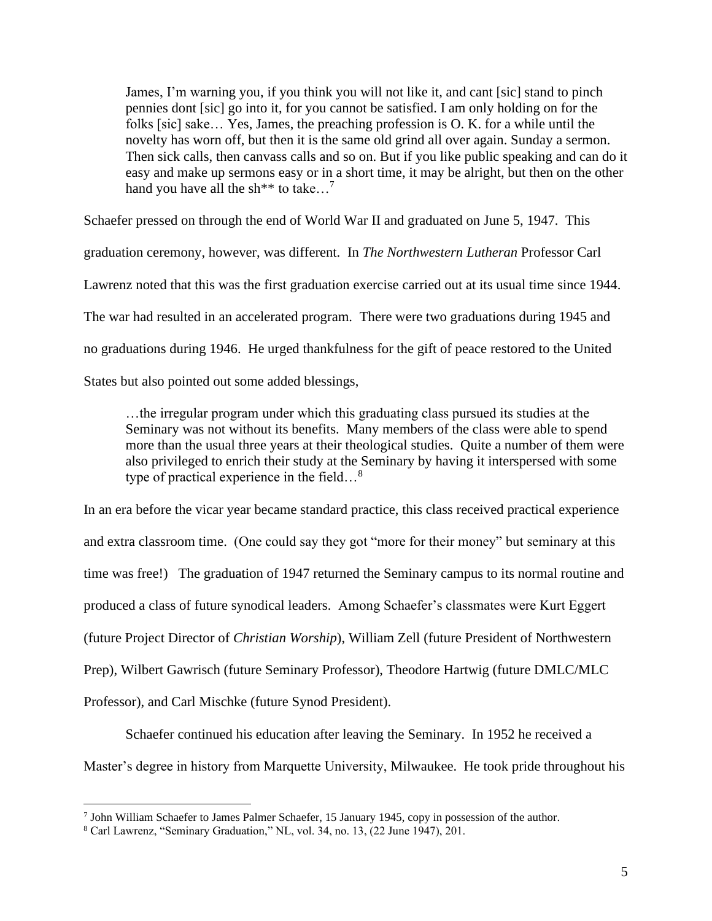> James, I'm warning you, if you think you will not like it, and cant [sic] stand to pinch pennies dont [sic] go into it, for you cannot be satisfied. I am only holding on for the folks [sic] sake… Yes, James, the preaching profession is O. K. for a while until the novelty has worn off, but then it is the same old grind all over again. Sunday a sermon. Then sick calls, then canvass calls and so on. But if you like public speaking and can do it easy and make up sermons easy or in a short time, it may be alright, but then on the other hand you have all the sh** to take…[7]

Schaefer pressed on through the end of World War II and graduated on June 5, 1947. This graduation ceremony, however, was different. In *The Northwestern Lutheran* Professor Carl Lawrenz noted that this was the first graduation exercise carried out at its usual time since 1944. The war had resulted in an accelerated program. There were two graduations during 1945 and no graduations during 1946. He urged thankfulness for the gift of peace restored to the United States but also pointed out some added blessings,

> …the irregular program under which this graduating class pursued its studies at the Seminary was not without its benefits. Many members of the class were able to spend more than the usual three years at their theological studies. Quite a number of them were also privileged to enrich their study at the Seminary by having it interspersed with some type of practical experience in the field…[8]

In an era before the vicar year became standard practice, this class received practical experience and extra classroom time. (One could say they got "more for their money" but seminary at this time was free!) The graduation of 1947 returned the Seminary campus to its normal routine and produced a class of future synodical leaders. Among Schaefer's classmates were Kurt Eggert (future Project Director of *Christian Worship*), William Zell (future President of Northwestern Prep), Wilbert Gawrisch (future Seminary Professor), Theodore Hartwig (future DMLC/MLC Professor), and Carl Mischke (future Synod President).

Schaefer continued his education after leaving the Seminary. In 1952 he received a Master's degree in history from Marquette University, Milwaukee. He took pride throughout his

---

[7] John William Schaefer to James Palmer Schaefer, 15 January 1945, copy in possession of the author.

[8] Carl Lawrenz, "Seminary Graduation," NL, vol. 34, no. 13, (22 June 1947), 201.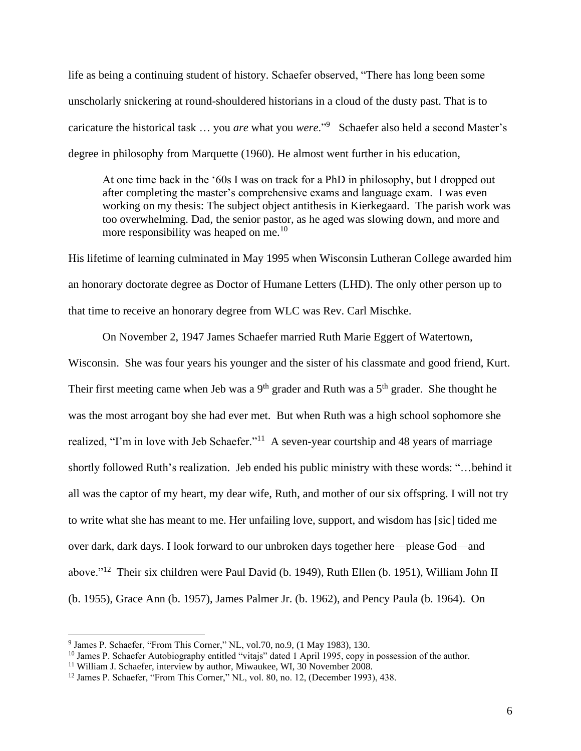life as being a continuing student of history. Schaefer observed, "There has long been some unscholarly snickering at round-shouldered historians in a cloud of the dusty past. That is to caricature the historical task … you *are* what you *were*."[9] Schaefer also held a second Master's degree in philosophy from Marquette (1960). He almost went further in his education,

> At one time back in the '60s I was on track for a PhD in philosophy, but I dropped out after completing the master's comprehensive exams and language exam. I was even working on my thesis: The subject object antithesis in Kierkegaard. The parish work was too overwhelming. Dad, the senior pastor, as he aged was slowing down, and more and more responsibility was heaped on me.[10]

His lifetime of learning culminated in May 1995 when Wisconsin Lutheran College awarded him an honorary doctorate degree as Doctor of Humane Letters (LHD). The only other person up to that time to receive an honorary degree from WLC was Rev. Carl Mischke.

On November 2, 1947 James Schaefer married Ruth Marie Eggert of Watertown, Wisconsin. She was four years his younger and the sister of his classmate and good friend, Kurt. Their first meeting came when Jeb was a 9th grader and Ruth was a 5th grader. She thought he was the most arrogant boy she had ever met. But when Ruth was a high school sophomore she realized, "I'm in love with Jeb Schaefer."[11] A seven-year courtship and 48 years of marriage shortly followed Ruth's realization. Jeb ended his public ministry with these words: "…behind it all was the captor of my heart, my dear wife, Ruth, and mother of our six offspring. I will not try to write what she has meant to me. Her unfailing love, support, and wisdom has [sic] tided me over dark, dark days. I look forward to our unbroken days together here—please God—and above."[12] Their six children were Paul David (b. 1949), Ruth Ellen (b. 1951), William John II (b. 1955), Grace Ann (b. 1957), James Palmer Jr. (b. 1962), and Pency Paula (b. 1964). On

---

[9] James P. Schaefer, "From This Corner," NL, vol.70, no.9, (1 May 1983), 130.

[10] James P. Schaefer Autobiography entitled "vitajs" dated 1 April 1995, copy in possession of the author.

[11] William J. Schaefer, interview by author, Miwaukee, WI, 30 November 2008.

[12] James P. Schaefer, "From This Corner," NL, vol. 80, no. 12, (December 1993), 438.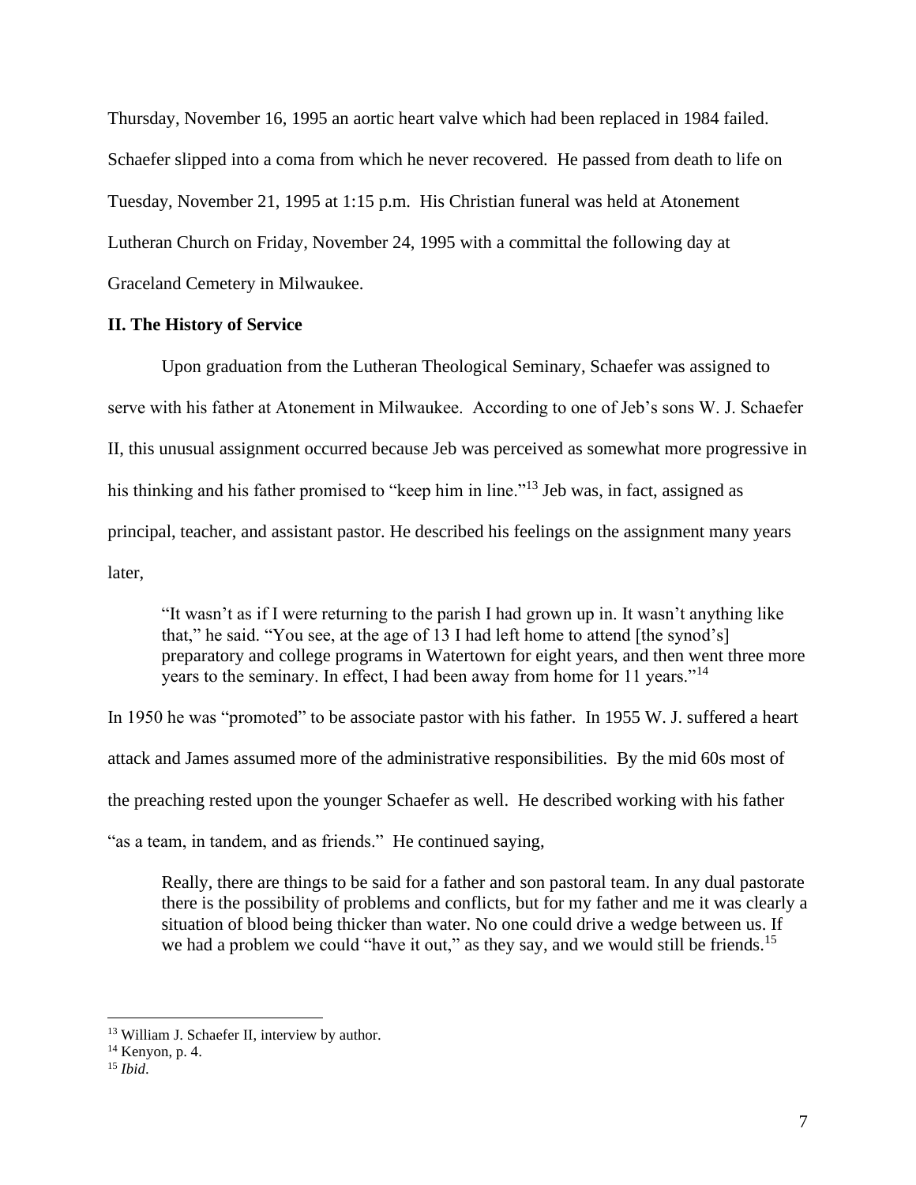Thursday, November 16, 1995 an aortic heart valve which had been replaced in 1984 failed. Schaefer slipped into a coma from which he never recovered. He passed from death to life on Tuesday, November 21, 1995 at 1:15 p.m. His Christian funeral was held at Atonement Lutheran Church on Friday, November 24, 1995 with a committal the following day at Graceland Cemetery in Milwaukee.

## II. The History of Service

Upon graduation from the Lutheran Theological Seminary, Schaefer was assigned to serve with his father at Atonement in Milwaukee. According to one of Jeb's sons W. J. Schaefer II, this unusual assignment occurred because Jeb was perceived as somewhat more progressive in his thinking and his father promised to "keep him in line."[13] Jeb was, in fact, assigned as principal, teacher, and assistant pastor. He described his feelings on the assignment many years later,

> "It wasn't as if I were returning to the parish I had grown up in. It wasn't anything like that," he said. "You see, at the age of 13 I had left home to attend [the synod's] preparatory and college programs in Watertown for eight years, and then went three more years to the seminary. In effect, I had been away from home for 11 years."[14]

In 1950 he was "promoted" to be associate pastor with his father. In 1955 W. J. suffered a heart attack and James assumed more of the administrative responsibilities. By the mid 60s most of the preaching rested upon the younger Schaefer as well. He described working with his father "as a team, in tandem, and as friends." He continued saying,

> Really, there are things to be said for a father and son pastoral team. In any dual pastorate there is the possibility of problems and conflicts, but for my father and me it was clearly a situation of blood being thicker than water. No one could drive a wedge between us. If we had a problem we could "have it out," as they say, and we would still be friends.[15]

---

[13] William J. Schaefer II, interview by author.
[14] Kenyon, p. 4.
[15] *Ibid*.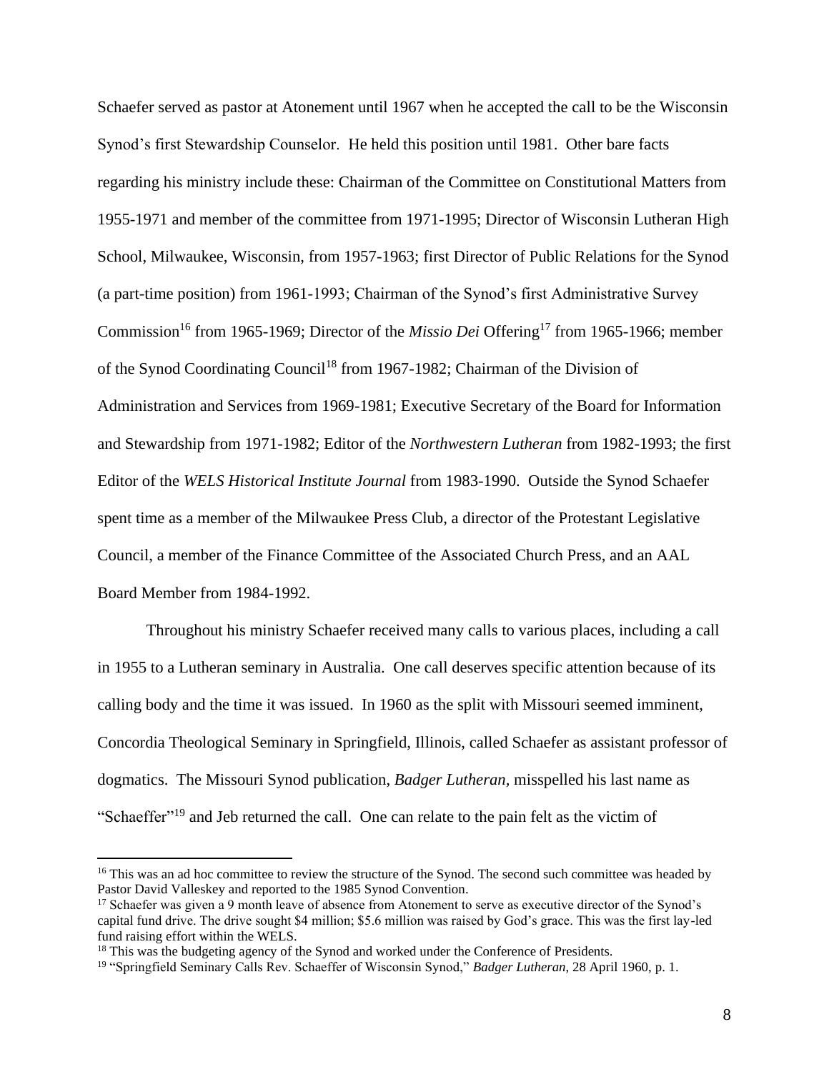Schaefer served as pastor at Atonement until 1967 when he accepted the call to be the Wisconsin Synod's first Stewardship Counselor. He held this position until 1981. Other bare facts regarding his ministry include these: Chairman of the Committee on Constitutional Matters from 1955-1971 and member of the committee from 1971-1995; Director of Wisconsin Lutheran High School, Milwaukee, Wisconsin, from 1957-1963; first Director of Public Relations for the Synod (a part-time position) from 1961-1993; Chairman of the Synod's first Administrative Survey Commission[16] from 1965-1969; Director of the *Missio Dei* Offering[17] from 1965-1966; member of the Synod Coordinating Council[18] from 1967-1982; Chairman of the Division of Administration and Services from 1969-1981; Executive Secretary of the Board for Information and Stewardship from 1971-1982; Editor of the *Northwestern Lutheran* from 1982-1993; the first Editor of the *WELS Historical Institute Journal* from 1983-1990. Outside the Synod Schaefer spent time as a member of the Milwaukee Press Club, a director of the Protestant Legislative Council, a member of the Finance Committee of the Associated Church Press, and an AAL Board Member from 1984-1992.

Throughout his ministry Schaefer received many calls to various places, including a call in 1955 to a Lutheran seminary in Australia. One call deserves specific attention because of its calling body and the time it was issued. In 1960 as the split with Missouri seemed imminent, Concordia Theological Seminary in Springfield, Illinois, called Schaefer as assistant professor of dogmatics. The Missouri Synod publication, *Badger Lutheran,* misspelled his last name as "Schaeffer"[19] and Jeb returned the call. One can relate to the pain felt as the victim of

---

[16] This was an ad hoc committee to review the structure of the Synod. The second such committee was headed by Pastor David Valleskey and reported to the 1985 Synod Convention.

[17] Schaefer was given a 9 month leave of absence from Atonement to serve as executive director of the Synod's capital fund drive. The drive sought $4 million; $5.6 million was raised by God's grace. This was the first lay-led fund raising effort within the WELS.

[18] This was the budgeting agency of the Synod and worked under the Conference of Presidents.

[19] "Springfield Seminary Calls Rev. Schaeffer of Wisconsin Synod," *Badger Lutheran,* 28 April 1960, p. 1.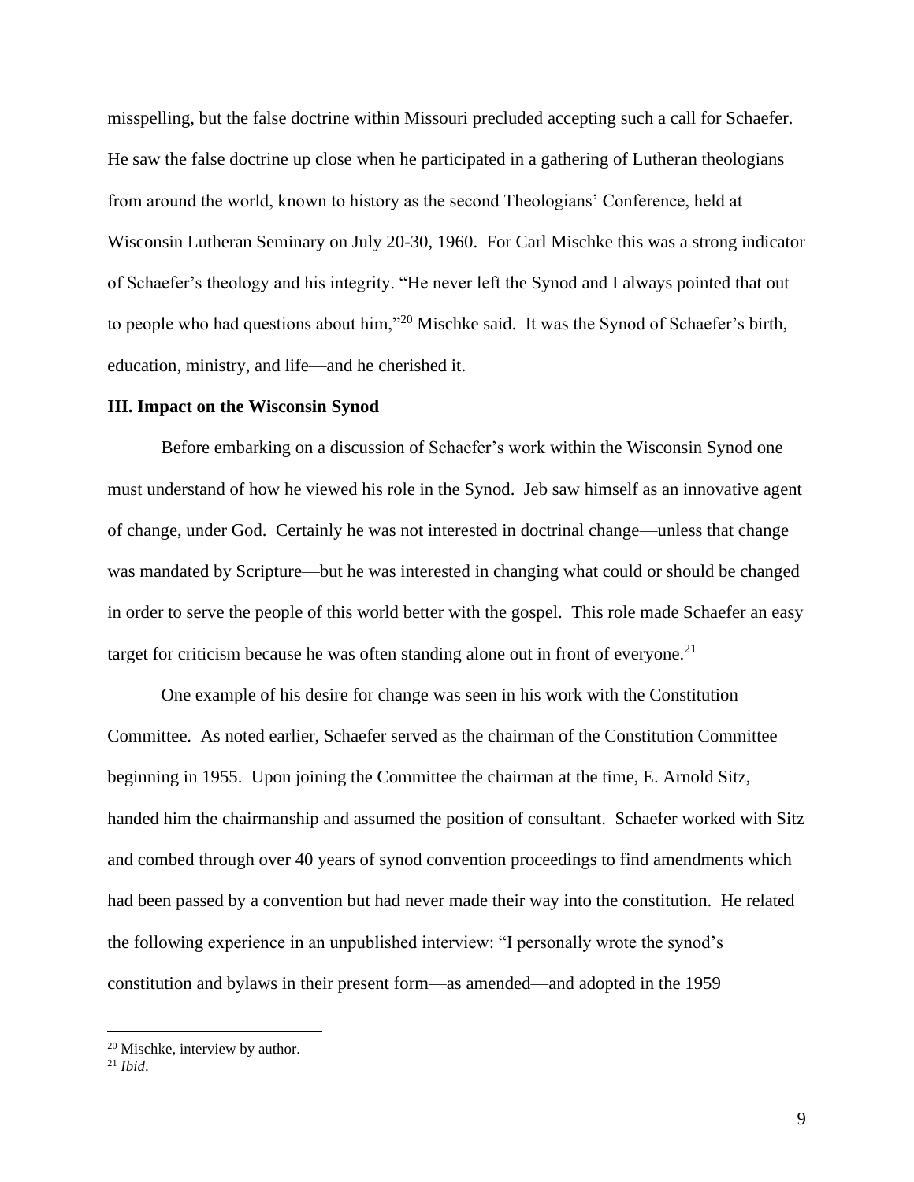misspelling, but the false doctrine within Missouri precluded accepting such a call for Schaefer. He saw the false doctrine up close when he participated in a gathering of Lutheran theologians from around the world, known to history as the second Theologians' Conference, held at Wisconsin Lutheran Seminary on July 20-30, 1960. For Carl Mischke this was a strong indicator of Schaefer's theology and his integrity. "He never left the Synod and I always pointed that out to people who had questions about him,"[20] Mischke said. It was the Synod of Schaefer's birth, education, ministry, and life—and he cherished it.

**III. Impact on the Wisconsin Synod**

Before embarking on a discussion of Schaefer's work within the Wisconsin Synod one must understand of how he viewed his role in the Synod. Jeb saw himself as an innovative agent of change, under God. Certainly he was not interested in doctrinal change—unless that change was mandated by Scripture—but he was interested in changing what could or should be changed in order to serve the people of this world better with the gospel. This role made Schaefer an easy target for criticism because he was often standing alone out in front of everyone.[21]

One example of his desire for change was seen in his work with the Constitution Committee. As noted earlier, Schaefer served as the chairman of the Constitution Committee beginning in 1955. Upon joining the Committee the chairman at the time, E. Arnold Sitz, handed him the chairmanship and assumed the position of consultant. Schaefer worked with Sitz and combed through over 40 years of synod convention proceedings to find amendments which had been passed by a convention but had never made their way into the constitution. He related the following experience in an unpublished interview: "I personally wrote the synod's constitution and bylaws in their present form—as amended—and adopted in the 1959

[20] Mischke, interview by author.

[21] *Ibid*.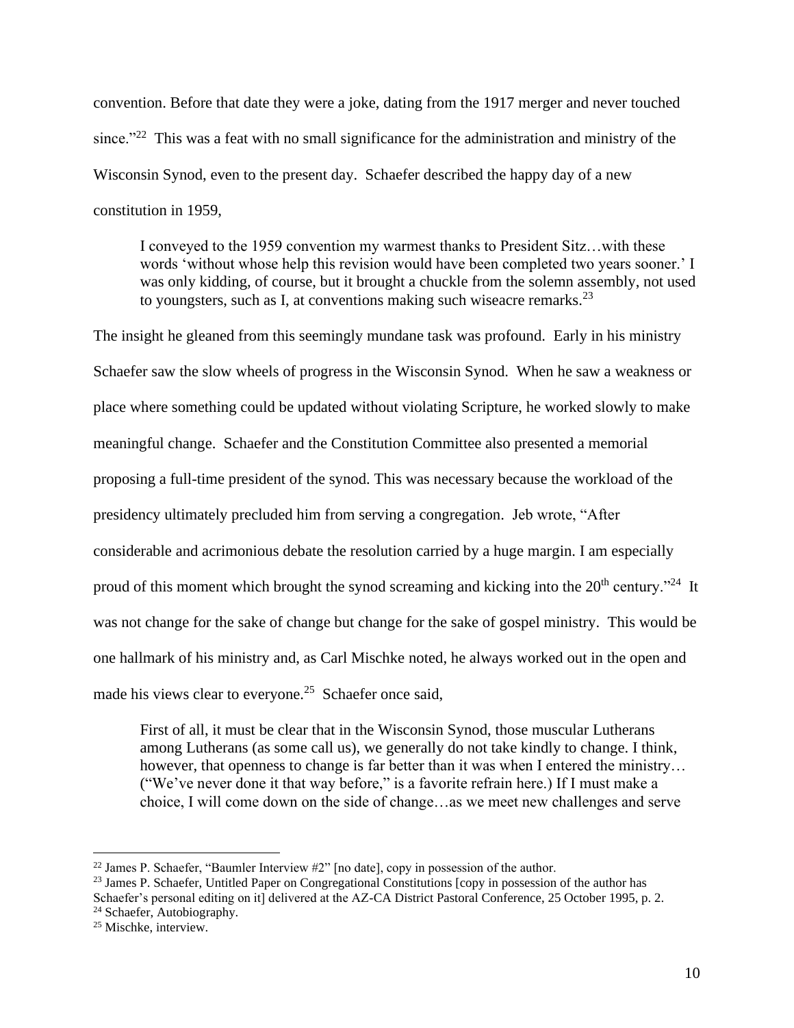convention. Before that date they were a joke, dating from the 1917 merger and never touched since."[22] This was a feat with no small significance for the administration and ministry of the Wisconsin Synod, even to the present day. Schaefer described the happy day of a new constitution in 1959,

> I conveyed to the 1959 convention my warmest thanks to President Sitz…with these words 'without whose help this revision would have been completed two years sooner.' I was only kidding, of course, but it brought a chuckle from the solemn assembly, not used to youngsters, such as I, at conventions making such wiseacre remarks.[23]

The insight he gleaned from this seemingly mundane task was profound. Early in his ministry Schaefer saw the slow wheels of progress in the Wisconsin Synod. When he saw a weakness or place where something could be updated without violating Scripture, he worked slowly to make meaningful change. Schaefer and the Constitution Committee also presented a memorial proposing a full-time president of the synod. This was necessary because the workload of the presidency ultimately precluded him from serving a congregation. Jeb wrote, "After considerable and acrimonious debate the resolution carried by a huge margin. I am especially proud of this moment which brought the synod screaming and kicking into the 20th century."[24] It was not change for the sake of change but change for the sake of gospel ministry. This would be one hallmark of his ministry and, as Carl Mischke noted, he always worked out in the open and made his views clear to everyone.[25] Schaefer once said,

> First of all, it must be clear that in the Wisconsin Synod, those muscular Lutherans among Lutherans (as some call us), we generally do not take kindly to change. I think, however, that openness to change is far better than it was when I entered the ministry… ("We've never done it that way before," is a favorite refrain here.) If I must make a choice, I will come down on the side of change…as we meet new challenges and serve

---

[22] James P. Schaefer, "Baumler Interview #2" [no date], copy in possession of the author.

[23] James P. Schaefer, Untitled Paper on Congregational Constitutions [copy in possession of the author has Schaefer's personal editing on it] delivered at the AZ-CA District Pastoral Conference, 25 October 1995, p. 2.

[24] Schaefer, Autobiography.

[25] Mischke, interview.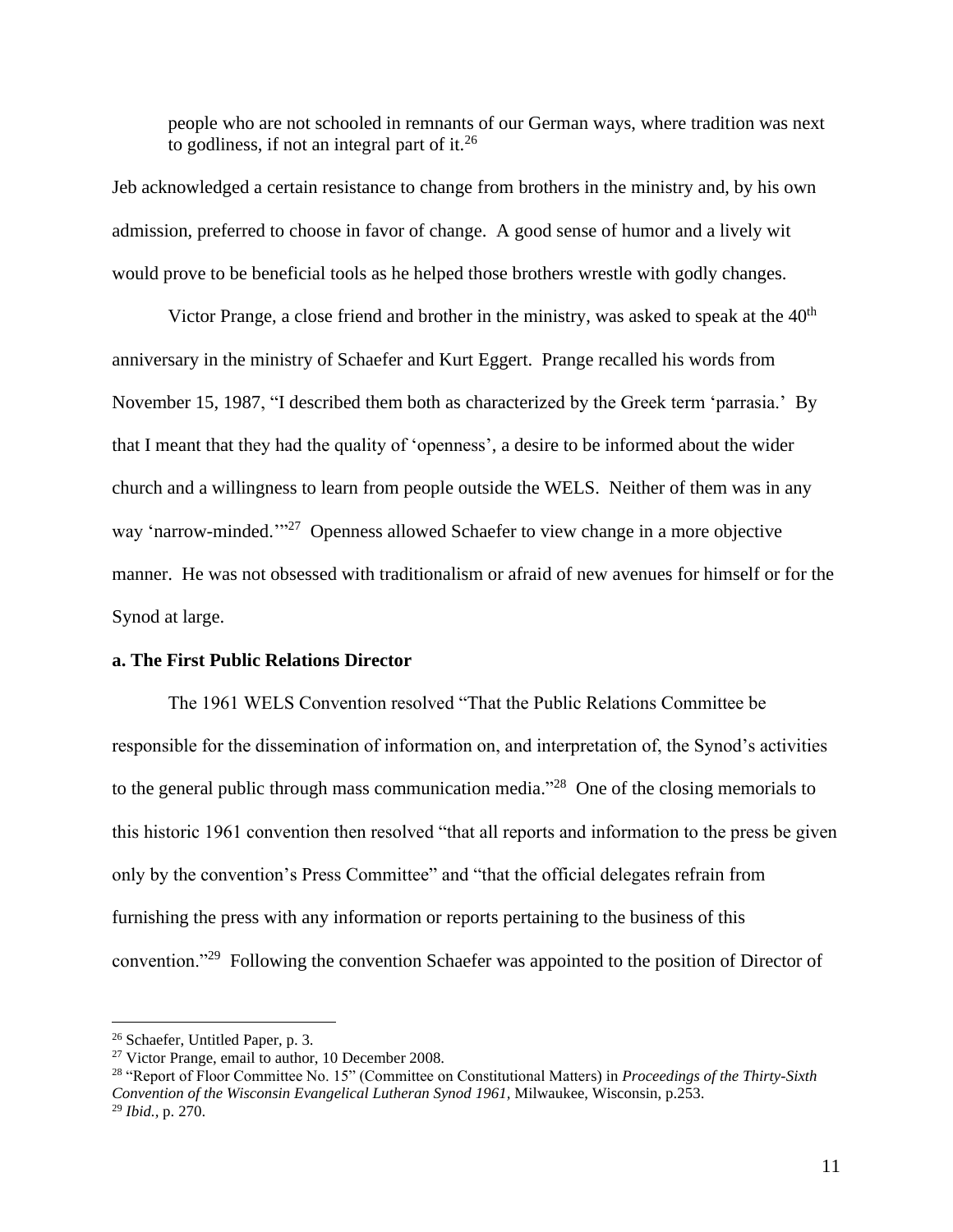> people who are not schooled in remnants of our German ways, where tradition was next to godliness, if not an integral part of it.[26]

Jeb acknowledged a certain resistance to change from brothers in the ministry and, by his own admission, preferred to choose in favor of change. A good sense of humor and a lively wit would prove to be beneficial tools as he helped those brothers wrestle with godly changes.

Victor Prange, a close friend and brother in the ministry, was asked to speak at the 40th anniversary in the ministry of Schaefer and Kurt Eggert. Prange recalled his words from November 15, 1987, "I described them both as characterized by the Greek term 'parrasia.' By that I meant that they had the quality of 'openness', a desire to be informed about the wider church and a willingness to learn from people outside the WELS. Neither of them was in any way 'narrow-minded.'"[27] Openness allowed Schaefer to view change in a more objective manner. He was not obsessed with traditionalism or afraid of new avenues for himself or for the Synod at large.

**a. The First Public Relations Director**

The 1961 WELS Convention resolved "That the Public Relations Committee be responsible for the dissemination of information on, and interpretation of, the Synod's activities to the general public through mass communication media."[28] One of the closing memorials to this historic 1961 convention then resolved "that all reports and information to the press be given only by the convention's Press Committee" and "that the official delegates refrain from furnishing the press with any information or reports pertaining to the business of this convention."[29] Following the convention Schaefer was appointed to the position of Director of

---

[26] Schaefer, Untitled Paper, p. 3.

[27] Victor Prange, email to author, 10 December 2008.

[28] "Report of Floor Committee No. 15" (Committee on Constitutional Matters) in *Proceedings of the Thirty-Sixth Convention of the Wisconsin Evangelical Lutheran Synod 1961*, Milwaukee, Wisconsin, p.253.

[29] *Ibid.*, p. 270.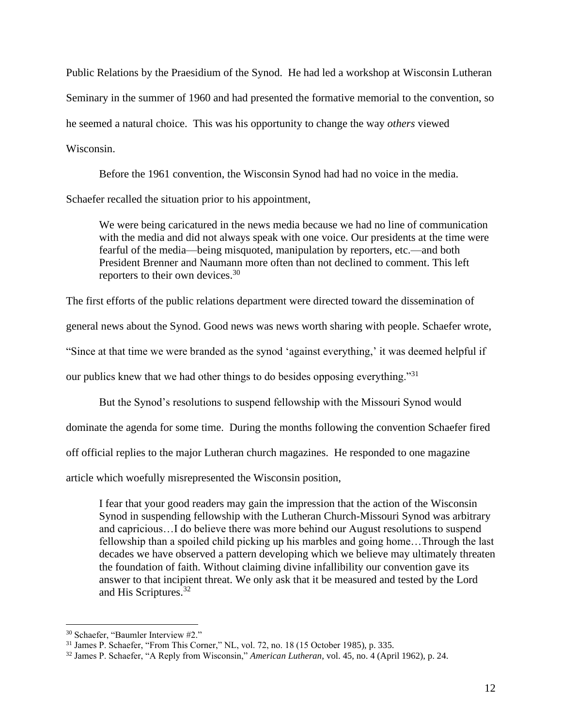Public Relations by the Praesidium of the Synod. He had led a workshop at Wisconsin Lutheran Seminary in the summer of 1960 and had presented the formative memorial to the convention, so he seemed a natural choice. This was his opportunity to change the way *others* viewed Wisconsin.

Before the 1961 convention, the Wisconsin Synod had had no voice in the media. Schaefer recalled the situation prior to his appointment,

> We were being caricatured in the news media because we had no line of communication with the media and did not always speak with one voice. Our presidents at the time were fearful of the media—being misquoted, manipulation by reporters, etc.—and both President Brenner and Naumann more often than not declined to comment. This left reporters to their own devices.[30]

The first efforts of the public relations department were directed toward the dissemination of general news about the Synod. Good news was news worth sharing with people. Schaefer wrote, "Since at that time we were branded as the synod 'against everything,' it was deemed helpful if our publics knew that we had other things to do besides opposing everything."[31]

But the Synod's resolutions to suspend fellowship with the Missouri Synod would dominate the agenda for some time. During the months following the convention Schaefer fired off official replies to the major Lutheran church magazines. He responded to one magazine article which woefully misrepresented the Wisconsin position,

> I fear that your good readers may gain the impression that the action of the Wisconsin Synod in suspending fellowship with the Lutheran Church-Missouri Synod was arbitrary and capricious…I do believe there was more behind our August resolutions to suspend fellowship than a spoiled child picking up his marbles and going home…Through the last decades we have observed a pattern developing which we believe may ultimately threaten the foundation of faith. Without claiming divine infallibility our convention gave its answer to that incipient threat. We only ask that it be measured and tested by the Lord and His Scriptures.[32]

---

[30] Schaefer, "Baumler Interview #2."

[31] James P. Schaefer, "From This Corner," NL, vol. 72, no. 18 (15 October 1985), p. 335.

[32] James P. Schaefer, "A Reply from Wisconsin," *American Lutheran*, vol. 45, no. 4 (April 1962), p. 24.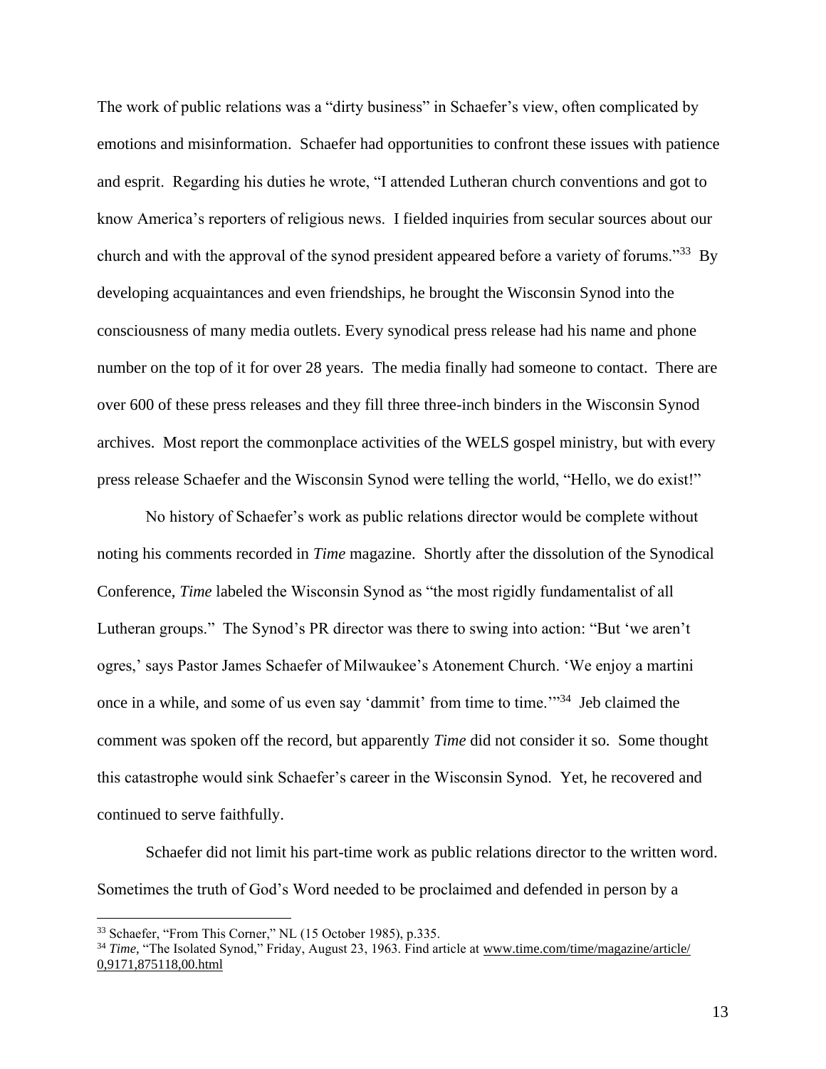The work of public relations was a “dirty business” in Schaefer’s view, often complicated by emotions and misinformation. Schaefer had opportunities to confront these issues with patience and esprit. Regarding his duties he wrote, “I attended Lutheran church conventions and got to know America’s reporters of religious news. I fielded inquiries from secular sources about our church and with the approval of the synod president appeared before a variety of forums.”[33] By developing acquaintances and even friendships, he brought the Wisconsin Synod into the consciousness of many media outlets. Every synodical press release had his name and phone number on the top of it for over 28 years. The media finally had someone to contact. There are over 600 of these press releases and they fill three three-inch binders in the Wisconsin Synod archives. Most report the commonplace activities of the WELS gospel ministry, but with every press release Schaefer and the Wisconsin Synod were telling the world, “Hello, we do exist!”

No history of Schaefer’s work as public relations director would be complete without noting his comments recorded in *Time* magazine. Shortly after the dissolution of the Synodical Conference, *Time* labeled the Wisconsin Synod as “the most rigidly fundamentalist of all Lutheran groups.” The Synod’s PR director was there to swing into action: “But ‘we aren’t ogres,’ says Pastor James Schaefer of Milwaukee’s Atonement Church. ‘We enjoy a martini once in a while, and some of us even say ‘dammit’ from time to time.’”[34] Jeb claimed the comment was spoken off the record, but apparently *Time* did not consider it so. Some thought this catastrophe would sink Schaefer’s career in the Wisconsin Synod. Yet, he recovered and continued to serve faithfully.

Schaefer did not limit his part-time work as public relations director to the written word. Sometimes the truth of God’s Word needed to be proclaimed and defended in person by a

---

[33] Schaefer, “From This Corner,” NL (15 October 1985), p.335.

[34] *Time,* “The Isolated Synod,” Friday, August 23, 1963. Find article at www.time.com/time/magazine/article/0,9171,875118,00.html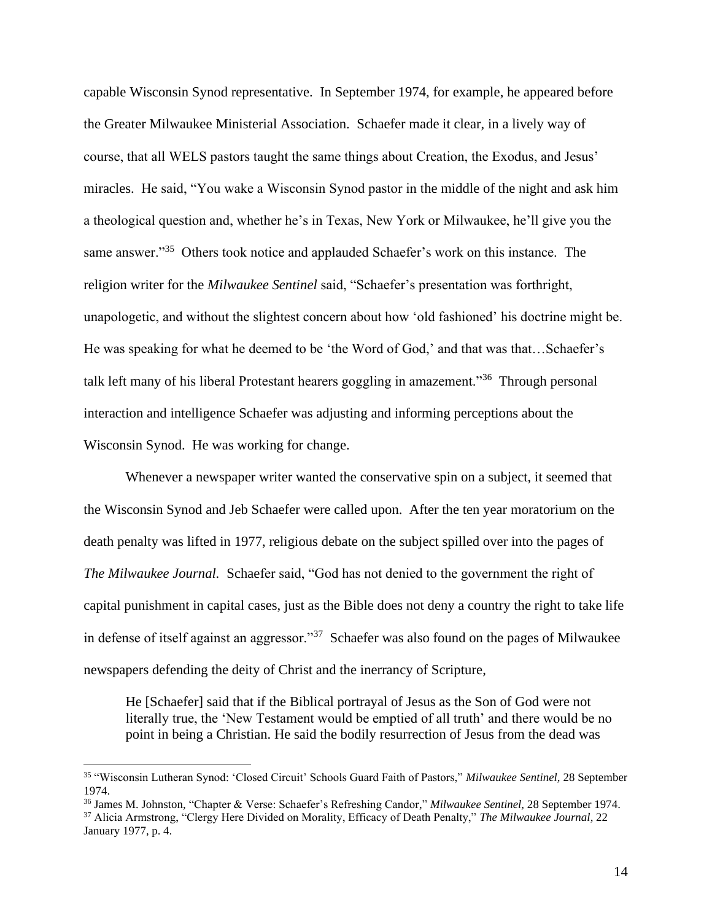capable Wisconsin Synod representative. In September 1974, for example, he appeared before the Greater Milwaukee Ministerial Association. Schaefer made it clear, in a lively way of course, that all WELS pastors taught the same things about Creation, the Exodus, and Jesus' miracles. He said, "You wake a Wisconsin Synod pastor in the middle of the night and ask him a theological question and, whether he's in Texas, New York or Milwaukee, he'll give you the same answer."[35] Others took notice and applauded Schaefer's work on this instance. The religion writer for the *Milwaukee Sentinel* said, "Schaefer's presentation was forthright, unapologetic, and without the slightest concern about how 'old fashioned' his doctrine might be. He was speaking for what he deemed to be 'the Word of God,' and that was that…Schaefer's talk left many of his liberal Protestant hearers goggling in amazement."[36] Through personal interaction and intelligence Schaefer was adjusting and informing perceptions about the Wisconsin Synod. He was working for change.

Whenever a newspaper writer wanted the conservative spin on a subject, it seemed that the Wisconsin Synod and Jeb Schaefer were called upon. After the ten year moratorium on the death penalty was lifted in 1977, religious debate on the subject spilled over into the pages of *The Milwaukee Journal.* Schaefer said, "God has not denied to the government the right of capital punishment in capital cases, just as the Bible does not deny a country the right to take life in defense of itself against an aggressor."[37] Schaefer was also found on the pages of Milwaukee newspapers defending the deity of Christ and the inerrancy of Scripture,

> He [Schaefer] said that if the Biblical portrayal of Jesus as the Son of God were not literally true, the 'New Testament would be emptied of all truth' and there would be no point in being a Christian. He said the bodily resurrection of Jesus from the dead was

---

[35] "Wisconsin Lutheran Synod: 'Closed Circuit' Schools Guard Faith of Pastors," *Milwaukee Sentinel*, 28 September 1974.

[36] James M. Johnston, "Chapter & Verse: Schaefer's Refreshing Candor," *Milwaukee Sentinel*, 28 September 1974.

[37] Alicia Armstrong, "Clergy Here Divided on Morality, Efficacy of Death Penalty," *The Milwaukee Journal*, 22 January 1977, p. 4.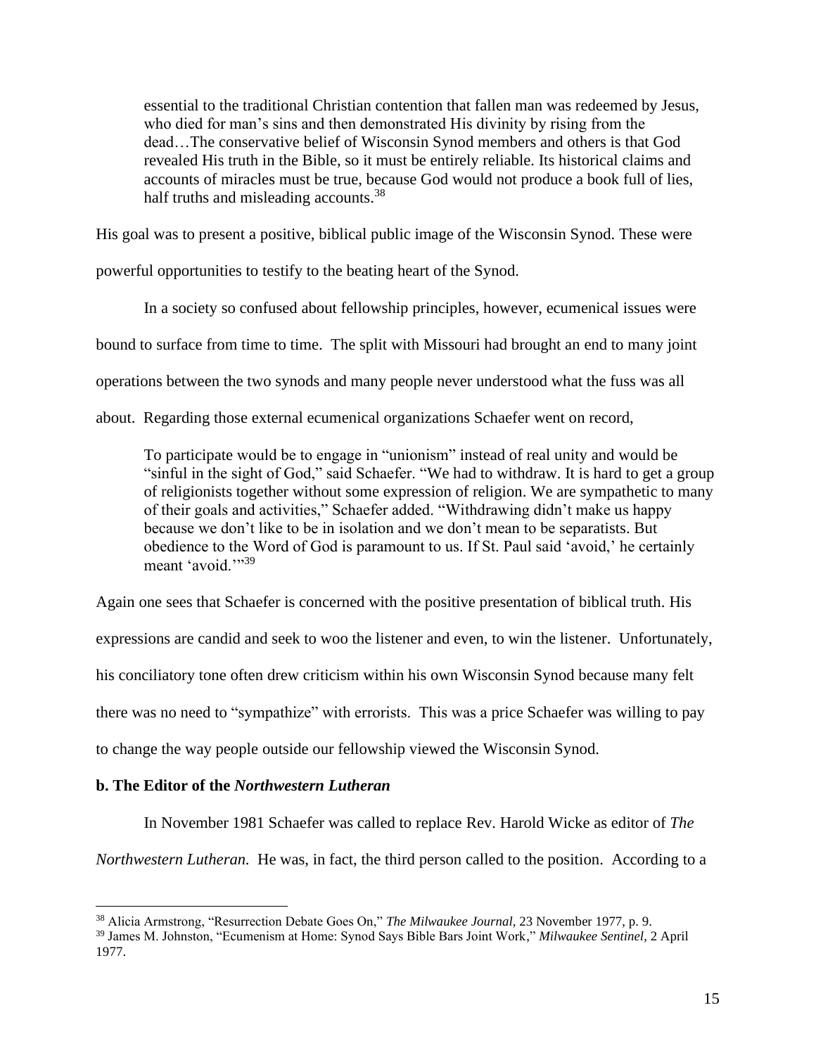> essential to the traditional Christian contention that fallen man was redeemed by Jesus, who died for man's sins and then demonstrated His divinity by rising from the dead…The conservative belief of Wisconsin Synod members and others is that God revealed His truth in the Bible, so it must be entirely reliable. Its historical claims and accounts of miracles must be true, because God would not produce a book full of lies, half truths and misleading accounts.[38]

His goal was to present a positive, biblical public image of the Wisconsin Synod. These were powerful opportunities to testify to the beating heart of the Synod.

In a society so confused about fellowship principles, however, ecumenical issues were bound to surface from time to time. The split with Missouri had brought an end to many joint operations between the two synods and many people never understood what the fuss was all about. Regarding those external ecumenical organizations Schaefer went on record,

> To participate would be to engage in "unionism" instead of real unity and would be "sinful in the sight of God," said Schaefer. "We had to withdraw. It is hard to get a group of religionists together without some expression of religion. We are sympathetic to many of their goals and activities," Schaefer added. "Withdrawing didn't make us happy because we don't like to be in isolation and we don't mean to be separatists. But obedience to the Word of God is paramount to us. If St. Paul said 'avoid,' he certainly meant 'avoid.'"[39]

Again one sees that Schaefer is concerned with the positive presentation of biblical truth. His expressions are candid and seek to woo the listener and even, to win the listener. Unfortunately, his conciliatory tone often drew criticism within his own Wisconsin Synod because many felt there was no need to "sympathize" with errorists. This was a price Schaefer was willing to pay to change the way people outside our fellowship viewed the Wisconsin Synod.

**b. The Editor of the *Northwestern Lutheran***

In November 1981 Schaefer was called to replace Rev. Harold Wicke as editor of *The Northwestern Lutheran.* He was, in fact, the third person called to the position. According to a

---

[38] Alicia Armstrong, "Resurrection Debate Goes On," *The Milwaukee Journal*, 23 November 1977, p. 9.

[39] James M. Johnston, "Ecumenism at Home: Synod Says Bible Bars Joint Work," *Milwaukee Sentinel*, 2 April 1977.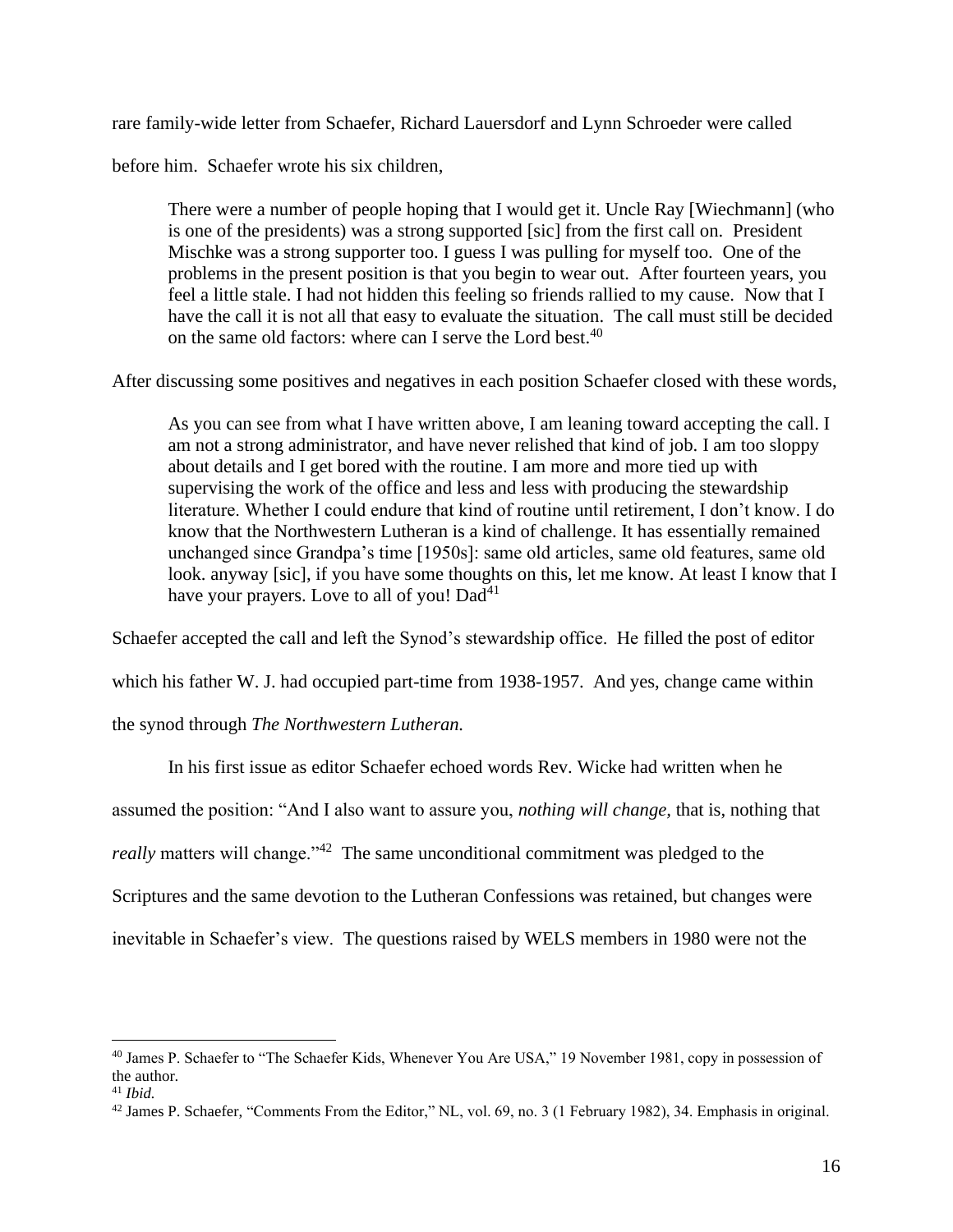rare family-wide letter from Schaefer, Richard Lauersdorf and Lynn Schroeder were called before him. Schaefer wrote his six children,

> There were a number of people hoping that I would get it. Uncle Ray [Wiechmann] (who is one of the presidents) was a strong supported [sic] from the first call on. President Mischke was a strong supporter too. I guess I was pulling for myself too. One of the problems in the present position is that you begin to wear out. After fourteen years, you feel a little stale. I had not hidden this feeling so friends rallied to my cause. Now that I have the call it is not all that easy to evaluate the situation. The call must still be decided on the same old factors: where can I serve the Lord best.[40]

After discussing some positives and negatives in each position Schaefer closed with these words,

> As you can see from what I have written above, I am leaning toward accepting the call. I am not a strong administrator, and have never relished that kind of job. I am too sloppy about details and I get bored with the routine. I am more and more tied up with supervising the work of the office and less and less with producing the stewardship literature. Whether I could endure that kind of routine until retirement, I don't know. I do know that the Northwestern Lutheran is a kind of challenge. It has essentially remained unchanged since Grandpa's time [1950s]: same old articles, same old features, same old look. anyway [sic], if you have some thoughts on this, let me know. At least I know that I have your prayers. Love to all of you! Dad[41]

Schaefer accepted the call and left the Synod's stewardship office. He filled the post of editor which his father W. J. had occupied part-time from 1938-1957. And yes, change came within the synod through *The Northwestern Lutheran.*

In his first issue as editor Schaefer echoed words Rev. Wicke had written when he assumed the position: "And I also want to assure you, *nothing will change,* that is, nothing that *really* matters will change."[42] The same unconditional commitment was pledged to the Scriptures and the same devotion to the Lutheran Confessions was retained, but changes were inevitable in Schaefer's view. The questions raised by WELS members in 1980 were not the

---

[40] James P. Schaefer to "The Schaefer Kids, Whenever You Are USA," 19 November 1981, copy in possession of the author.

[41] *Ibid.*

[42] James P. Schaefer, "Comments From the Editor," NL, vol. 69, no. 3 (1 February 1982), 34. Emphasis in original.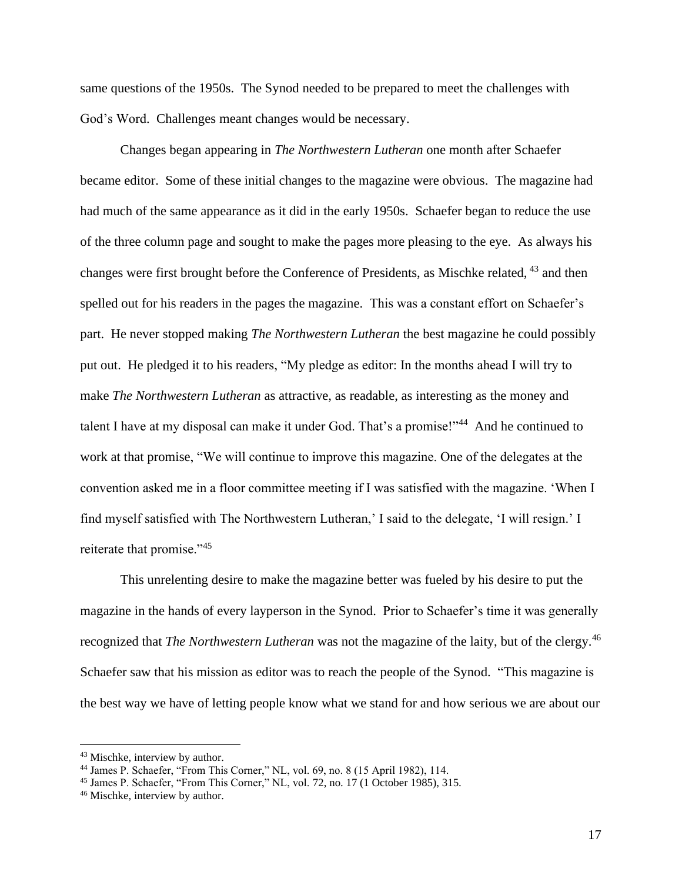same questions of the 1950s. The Synod needed to be prepared to meet the challenges with God's Word. Challenges meant changes would be necessary.

Changes began appearing in *The Northwestern Lutheran* one month after Schaefer became editor. Some of these initial changes to the magazine were obvious. The magazine had had much of the same appearance as it did in the early 1950s. Schaefer began to reduce the use of the three column page and sought to make the pages more pleasing to the eye. As always his changes were first brought before the Conference of Presidents, as Mischke related, [43] and then spelled out for his readers in the pages the magazine. This was a constant effort on Schaefer's part. He never stopped making *The Northwestern Lutheran* the best magazine he could possibly put out. He pledged it to his readers, "My pledge as editor: In the months ahead I will try to make *The Northwestern Lutheran* as attractive, as readable, as interesting as the money and talent I have at my disposal can make it under God. That's a promise!"[44] And he continued to work at that promise, "We will continue to improve this magazine. One of the delegates at the convention asked me in a floor committee meeting if I was satisfied with the magazine. 'When I find myself satisfied with The Northwestern Lutheran,' I said to the delegate, 'I will resign.' I reiterate that promise."[45]

This unrelenting desire to make the magazine better was fueled by his desire to put the magazine in the hands of every layperson in the Synod. Prior to Schaefer's time it was generally recognized that *The Northwestern Lutheran* was not the magazine of the laity, but of the clergy.[46] Schaefer saw that his mission as editor was to reach the people of the Synod. "This magazine is the best way we have of letting people know what we stand for and how serious we are about our

---

[43] Mischke, interview by author.

[44] James P. Schaefer, "From This Corner," NL, vol. 69, no. 8 (15 April 1982), 114.

[45] James P. Schaefer, "From This Corner," NL, vol. 72, no. 17 (1 October 1985), 315.

[46] Mischke, interview by author.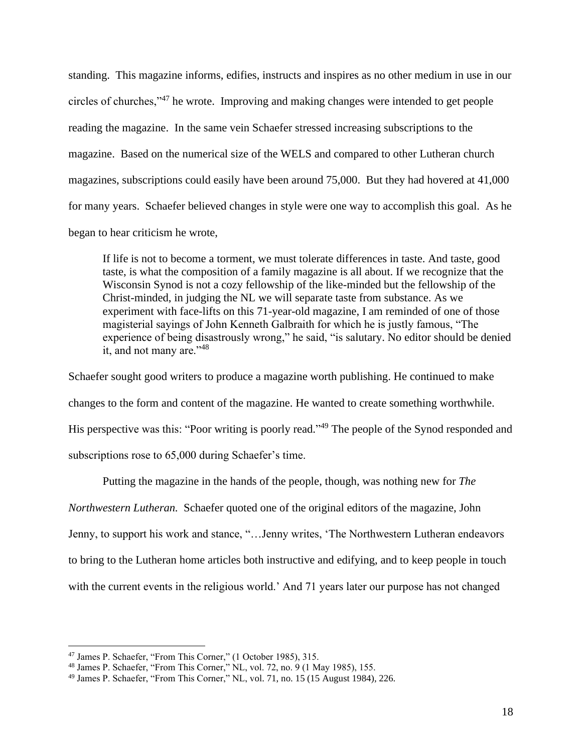standing. This magazine informs, edifies, instructs and inspires as no other medium in use in our circles of churches,"[47] he wrote. Improving and making changes were intended to get people reading the magazine. In the same vein Schaefer stressed increasing subscriptions to the magazine. Based on the numerical size of the WELS and compared to other Lutheran church magazines, subscriptions could easily have been around 75,000. But they had hovered at 41,000 for many years. Schaefer believed changes in style were one way to accomplish this goal. As he began to hear criticism he wrote,

> If life is not to become a torment, we must tolerate differences in taste. And taste, good taste, is what the composition of a family magazine is all about. If we recognize that the Wisconsin Synod is not a cozy fellowship of the like-minded but the fellowship of the Christ-minded, in judging the NL we will separate taste from substance. As we experiment with face-lifts on this 71-year-old magazine, I am reminded of one of those magisterial sayings of John Kenneth Galbraith for which he is justly famous, "The experience of being disastrously wrong," he said, "is salutary. No editor should be denied it, and not many are."[48]

Schaefer sought good writers to produce a magazine worth publishing. He continued to make changes to the form and content of the magazine. He wanted to create something worthwhile. His perspective was this: "Poor writing is poorly read."[49] The people of the Synod responded and subscriptions rose to 65,000 during Schaefer's time.

Putting the magazine in the hands of the people, though, was nothing new for *The Northwestern Lutheran.* Schaefer quoted one of the original editors of the magazine, John Jenny, to support his work and stance, "…Jenny writes, 'The Northwestern Lutheran endeavors to bring to the Lutheran home articles both instructive and edifying, and to keep people in touch with the current events in the religious world.' And 71 years later our purpose has not changed

---

[47] James P. Schaefer, "From This Corner," (1 October 1985), 315.

[48] James P. Schaefer, "From This Corner," NL, vol. 72, no. 9 (1 May 1985), 155.

[49] James P. Schaefer, "From This Corner," NL, vol. 71, no. 15 (15 August 1984), 226.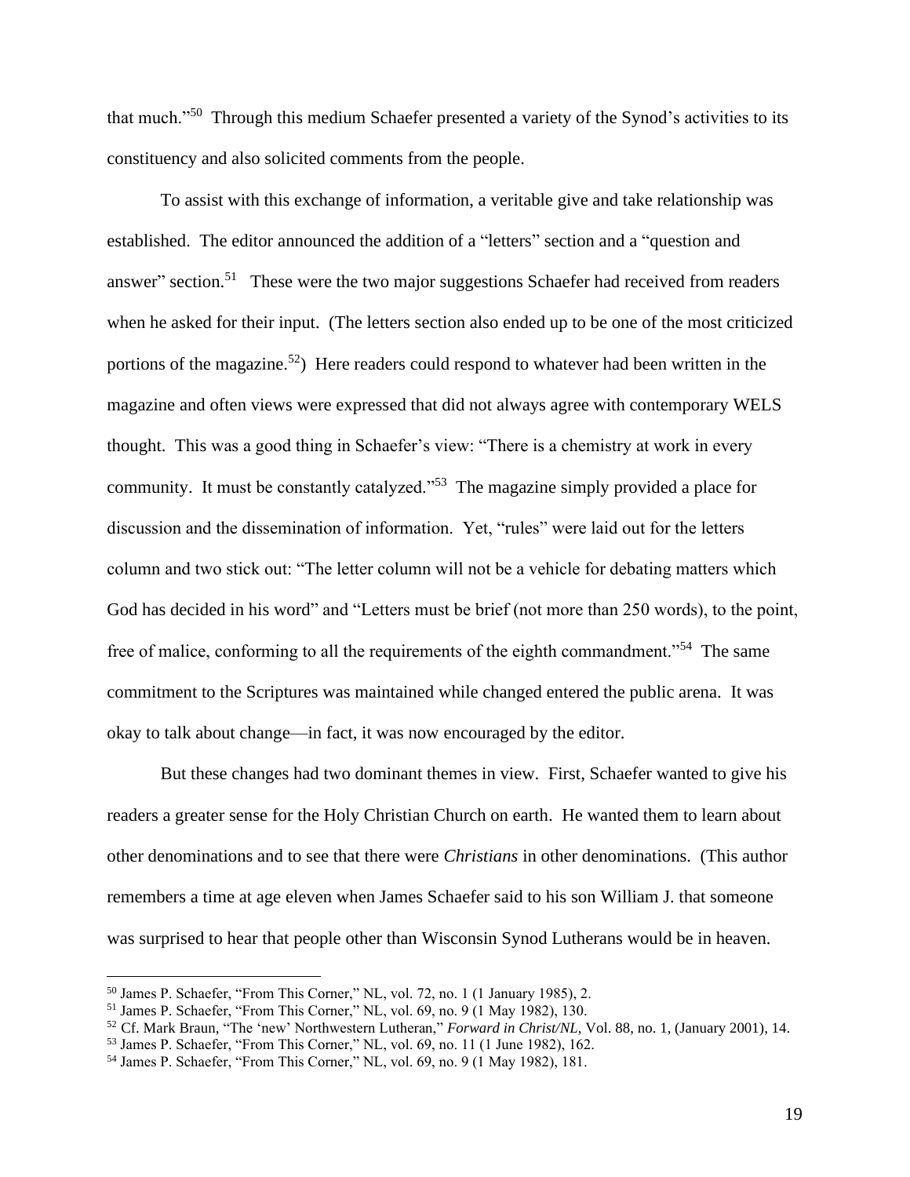that much."[50] Through this medium Schaefer presented a variety of the Synod's activities to its constituency and also solicited comments from the people.

To assist with this exchange of information, a veritable give and take relationship was established. The editor announced the addition of a "letters" section and a "question and answer" section.[51] These were the two major suggestions Schaefer had received from readers when he asked for their input. (The letters section also ended up to be one of the most criticized portions of the magazine.[52]) Here readers could respond to whatever had been written in the magazine and often views were expressed that did not always agree with contemporary WELS thought. This was a good thing in Schaefer's view: "There is a chemistry at work in every community. It must be constantly catalyzed."[53] The magazine simply provided a place for discussion and the dissemination of information. Yet, "rules" were laid out for the letters column and two stick out: "The letter column will not be a vehicle for debating matters which God has decided in his word" and "Letters must be brief (not more than 250 words), to the point, free of malice, conforming to all the requirements of the eighth commandment."[54] The same commitment to the Scriptures was maintained while changed entered the public arena. It was okay to talk about change—in fact, it was now encouraged by the editor.

But these changes had two dominant themes in view. First, Schaefer wanted to give his readers a greater sense for the Holy Christian Church on earth. He wanted them to learn about other denominations and to see that there were *Christians* in other denominations. (This author remembers a time at age eleven when James Schaefer said to his son William J. that someone was surprised to hear that people other than Wisconsin Synod Lutherans would be in heaven.

---

[50] James P. Schaefer, "From This Corner," NL, vol. 72, no. 1 (1 January 1985), 2.

[51] James P. Schaefer, "From This Corner," NL, vol. 69, no. 9 (1 May 1982), 130.

[52] Cf. Mark Braun, "The 'new' Northwestern Lutheran," *Forward in Christ/NL*, Vol. 88, no. 1, (January 2001), 14.

[53] James P. Schaefer, "From This Corner," NL, vol. 69, no. 11 (1 June 1982), 162.

[54] James P. Schaefer, "From This Corner," NL, vol. 69, no. 9 (1 May 1982), 181.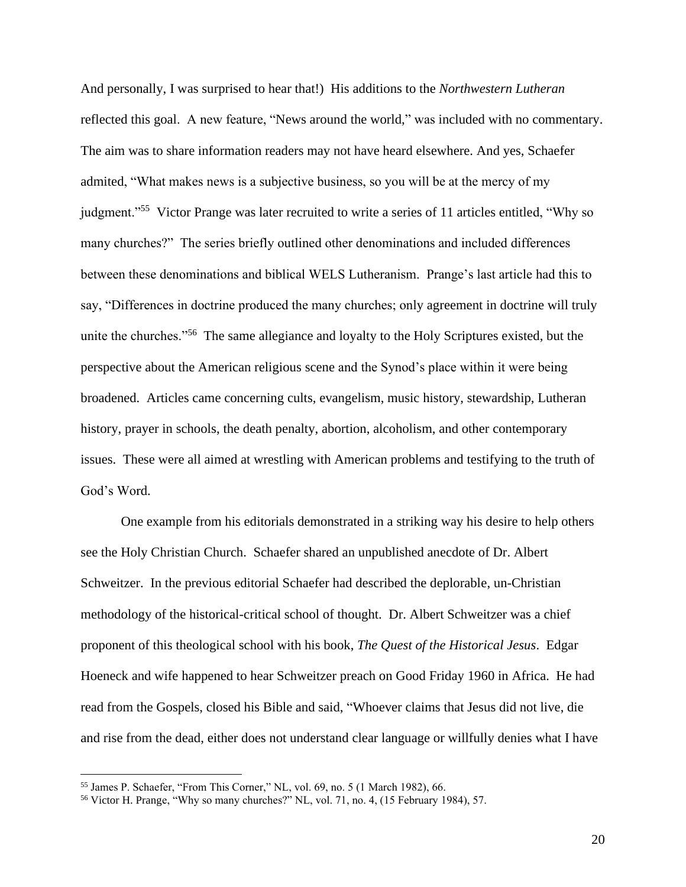And personally, I was surprised to hear that!) His additions to the *Northwestern Lutheran* reflected this goal. A new feature, "News around the world," was included with no commentary. The aim was to share information readers may not have heard elsewhere. And yes, Schaefer admited, "What makes news is a subjective business, so you will be at the mercy of my judgment."[55] Victor Prange was later recruited to write a series of 11 articles entitled, "Why so many churches?" The series briefly outlined other denominations and included differences between these denominations and biblical WELS Lutheranism. Prange's last article had this to say, "Differences in doctrine produced the many churches; only agreement in doctrine will truly unite the churches."[56] The same allegiance and loyalty to the Holy Scriptures existed, but the perspective about the American religious scene and the Synod's place within it were being broadened. Articles came concerning cults, evangelism, music history, stewardship, Lutheran history, prayer in schools, the death penalty, abortion, alcoholism, and other contemporary issues. These were all aimed at wrestling with American problems and testifying to the truth of God's Word.

One example from his editorials demonstrated in a striking way his desire to help others see the Holy Christian Church. Schaefer shared an unpublished anecdote of Dr. Albert Schweitzer. In the previous editorial Schaefer had described the deplorable, un-Christian methodology of the historical-critical school of thought. Dr. Albert Schweitzer was a chief proponent of this theological school with his book, *The Quest of the Historical Jesus*. Edgar Hoeneck and wife happened to hear Schweitzer preach on Good Friday 1960 in Africa. He had read from the Gospels, closed his Bible and said, "Whoever claims that Jesus did not live, die and rise from the dead, either does not understand clear language or willfully denies what I have

---

[55] James P. Schaefer, "From This Corner," NL, vol. 69, no. 5 (1 March 1982), 66.

[56] Victor H. Prange, "Why so many churches?" NL, vol. 71, no. 4, (15 February 1984), 57.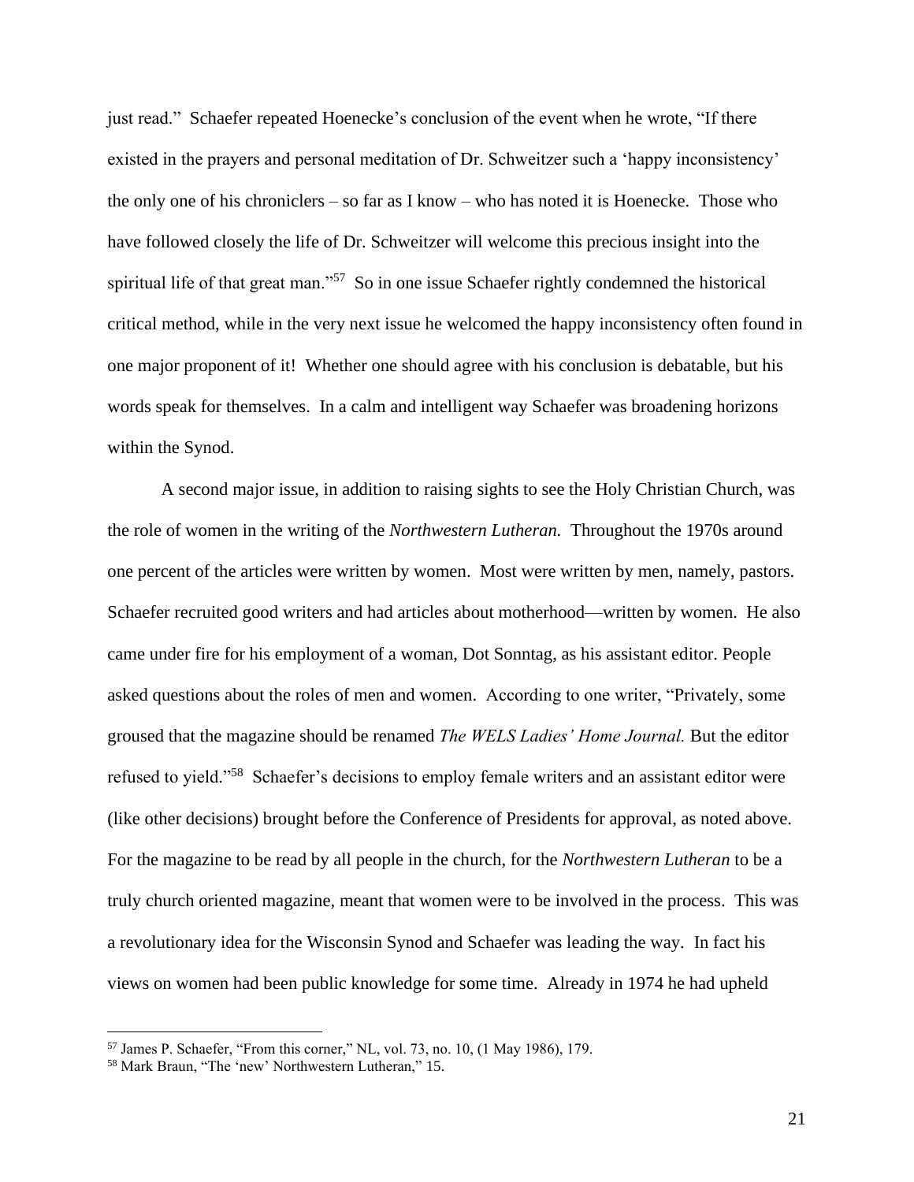just read." Schaefer repeated Hoenecke's conclusion of the event when he wrote, "If there existed in the prayers and personal meditation of Dr. Schweitzer such a 'happy inconsistency' the only one of his chroniclers – so far as I know – who has noted it is Hoenecke. Those who have followed closely the life of Dr. Schweitzer will welcome this precious insight into the spiritual life of that great man."[57] So in one issue Schaefer rightly condemned the historical critical method, while in the very next issue he welcomed the happy inconsistency often found in one major proponent of it! Whether one should agree with his conclusion is debatable, but his words speak for themselves. In a calm and intelligent way Schaefer was broadening horizons within the Synod.

A second major issue, in addition to raising sights to see the Holy Christian Church, was the role of women in the writing of the *Northwestern Lutheran.* Throughout the 1970s around one percent of the articles were written by women. Most were written by men, namely, pastors. Schaefer recruited good writers and had articles about motherhood—written by women. He also came under fire for his employment of a woman, Dot Sonntag, as his assistant editor. People asked questions about the roles of men and women. According to one writer, "Privately, some groused that the magazine should be renamed *The WELS Ladies' Home Journal.* But the editor refused to yield."[58] Schaefer's decisions to employ female writers and an assistant editor were (like other decisions) brought before the Conference of Presidents for approval, as noted above. For the magazine to be read by all people in the church, for the *Northwestern Lutheran* to be a truly church oriented magazine, meant that women were to be involved in the process. This was a revolutionary idea for the Wisconsin Synod and Schaefer was leading the way. In fact his views on women had been public knowledge for some time. Already in 1974 he had upheld

---

[57] James P. Schaefer, "From this corner," NL, vol. 73, no. 10, (1 May 1986), 179.

[58] Mark Braun, "The 'new' Northwestern Lutheran," 15.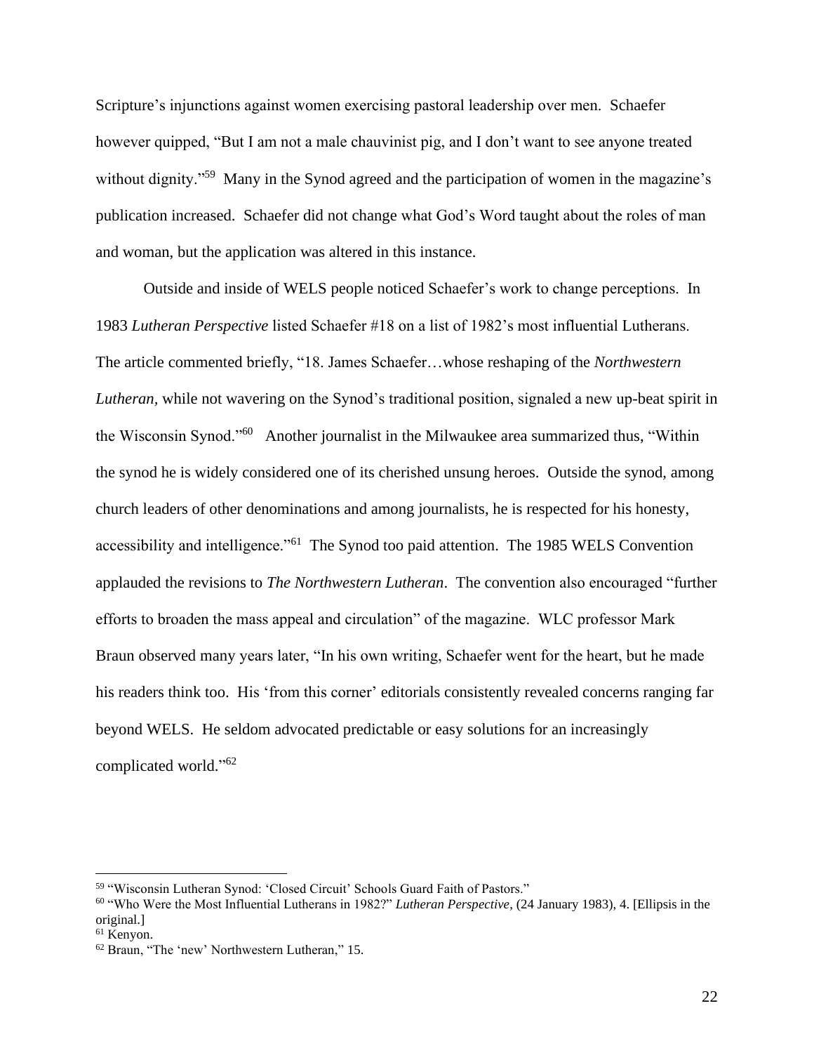Scripture's injunctions against women exercising pastoral leadership over men. Schaefer however quipped, "But I am not a male chauvinist pig, and I don't want to see anyone treated without dignity."[59] Many in the Synod agreed and the participation of women in the magazine's publication increased. Schaefer did not change what God's Word taught about the roles of man and woman, but the application was altered in this instance.

Outside and inside of WELS people noticed Schaefer's work to change perceptions. In 1983 *Lutheran Perspective* listed Schaefer #18 on a list of 1982's most influential Lutherans. The article commented briefly, "18. James Schaefer…whose reshaping of the *Northwestern Lutheran*, while not wavering on the Synod's traditional position, signaled a new up-beat spirit in the Wisconsin Synod."[60] Another journalist in the Milwaukee area summarized thus, "Within the synod he is widely considered one of its cherished unsung heroes. Outside the synod, among church leaders of other denominations and among journalists, he is respected for his honesty, accessibility and intelligence."[61] The Synod too paid attention. The 1985 WELS Convention applauded the revisions to *The Northwestern Lutheran*. The convention also encouraged "further efforts to broaden the mass appeal and circulation" of the magazine. WLC professor Mark Braun observed many years later, "In his own writing, Schaefer went for the heart, but he made his readers think too. His 'from this corner' editorials consistently revealed concerns ranging far beyond WELS. He seldom advocated predictable or easy solutions for an increasingly complicated world."[62]

---

[59] "Wisconsin Lutheran Synod: 'Closed Circuit' Schools Guard Faith of Pastors."

[60] "Who Were the Most Influential Lutherans in 1982?" *Lutheran Perspective*, (24 January 1983), 4. [Ellipsis in the original.]

[61] Kenyon.

[62] Braun, "The 'new' Northwestern Lutheran," 15.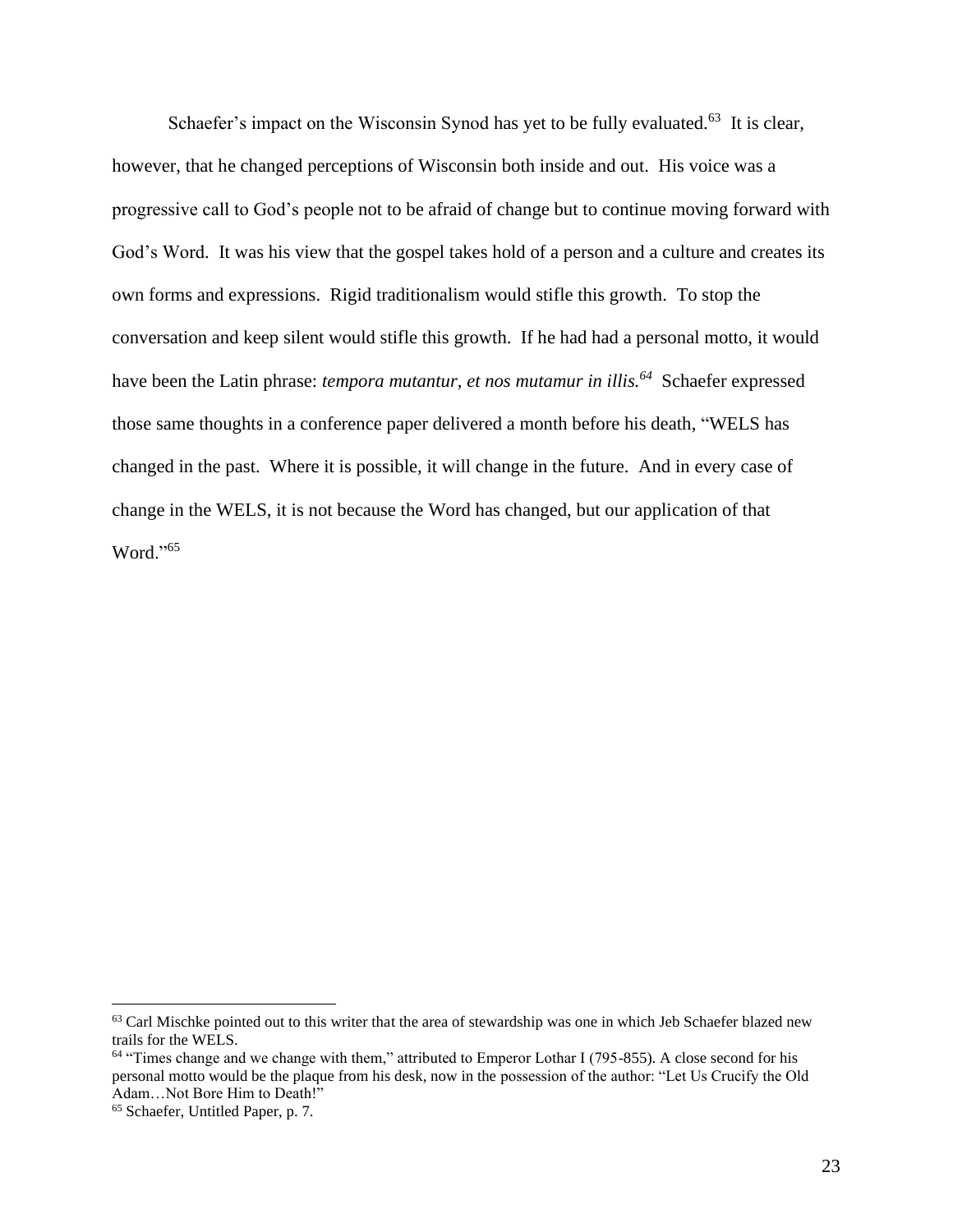Schaefer's impact on the Wisconsin Synod has yet to be fully evaluated.[63] It is clear, however, that he changed perceptions of Wisconsin both inside and out. His voice was a progressive call to God's people not to be afraid of change but to continue moving forward with God's Word. It was his view that the gospel takes hold of a person and a culture and creates its own forms and expressions. Rigid traditionalism would stifle this growth. To stop the conversation and keep silent would stifle this growth. If he had had a personal motto, it would have been the Latin phrase: *tempora mutantur, et nos mutamur in illis.*[64] Schaefer expressed those same thoughts in a conference paper delivered a month before his death, "WELS has changed in the past. Where it is possible, it will change in the future. And in every case of change in the WELS, it is not because the Word has changed, but our application of that Word."[65]

---

[63] Carl Mischke pointed out to this writer that the area of stewardship was one in which Jeb Schaefer blazed new trails for the WELS.

[64] "Times change and we change with them," attributed to Emperor Lothar I (795-855). A close second for his personal motto would be the plaque from his desk, now in the possession of the author: "Let Us Crucify the Old Adam…Not Bore Him to Death!"

[65] Schaefer, Untitled Paper, p. 7.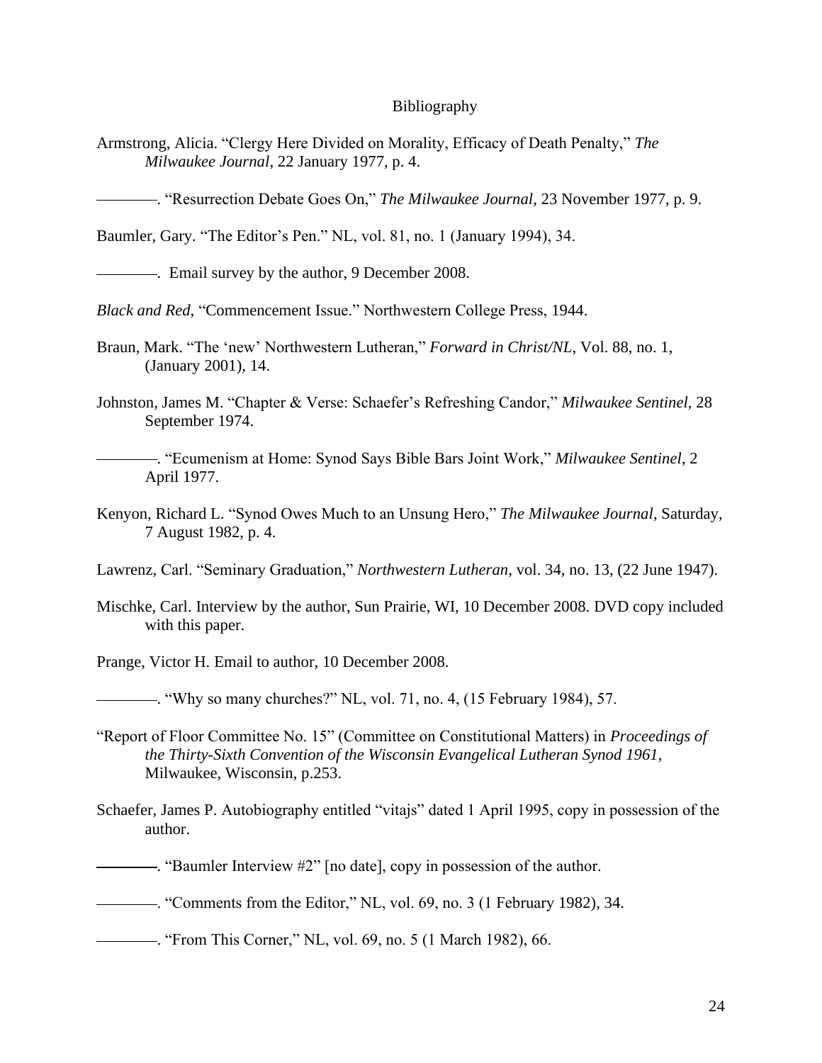# Bibliography

Armstrong, Alicia. “Clergy Here Divided on Morality, Efficacy of Death Penalty,” *The Milwaukee Journal*, 22 January 1977, p. 4.

————. “Resurrection Debate Goes On,” *The Milwaukee Journal*, 23 November 1977, p. 9.

Baumler, Gary. “The Editor’s Pen.” NL, vol. 81, no. 1 (January 1994), 34.

————. Email survey by the author, 9 December 2008.

*Black and Red*, “Commencement Issue.” Northwestern College Press, 1944.

Braun, Mark. “The ‘new’ Northwestern Lutheran,” *Forward in Christ/NL*, Vol. 88, no. 1, (January 2001), 14.

Johnston, James M. “Chapter & Verse: Schaefer’s Refreshing Candor,” *Milwaukee Sentinel*, 28 September 1974.

————. “Ecumenism at Home: Synod Says Bible Bars Joint Work,” *Milwaukee Sentinel*, 2 April 1977.

Kenyon, Richard L. “Synod Owes Much to an Unsung Hero,” *The Milwaukee Journal*, Saturday, 7 August 1982, p. 4.

Lawrenz, Carl. “Seminary Graduation,” *Northwestern Lutheran*, vol. 34, no. 13, (22 June 1947).

Mischke, Carl. Interview by the author, Sun Prairie, WI, 10 December 2008. DVD copy included with this paper.

Prange, Victor H. Email to author, 10 December 2008.

————. “Why so many churches?” NL, vol. 71, no. 4, (15 February 1984), 57.

“Report of Floor Committee No. 15” (Committee on Constitutional Matters) in *Proceedings of the Thirty-Sixth Convention of the Wisconsin Evangelical Lutheran Synod 1961*, Milwaukee, Wisconsin, p.253.

Schaefer, James P. Autobiography entitled “vitajs” dated 1 April 1995, copy in possession of the author.

————. “Baumler Interview #2” [no date], copy in possession of the author.

————. “Comments from the Editor,” NL, vol. 69, no. 3 (1 February 1982), 34.

————. “From This Corner,” NL, vol. 69, no. 5 (1 March 1982), 66.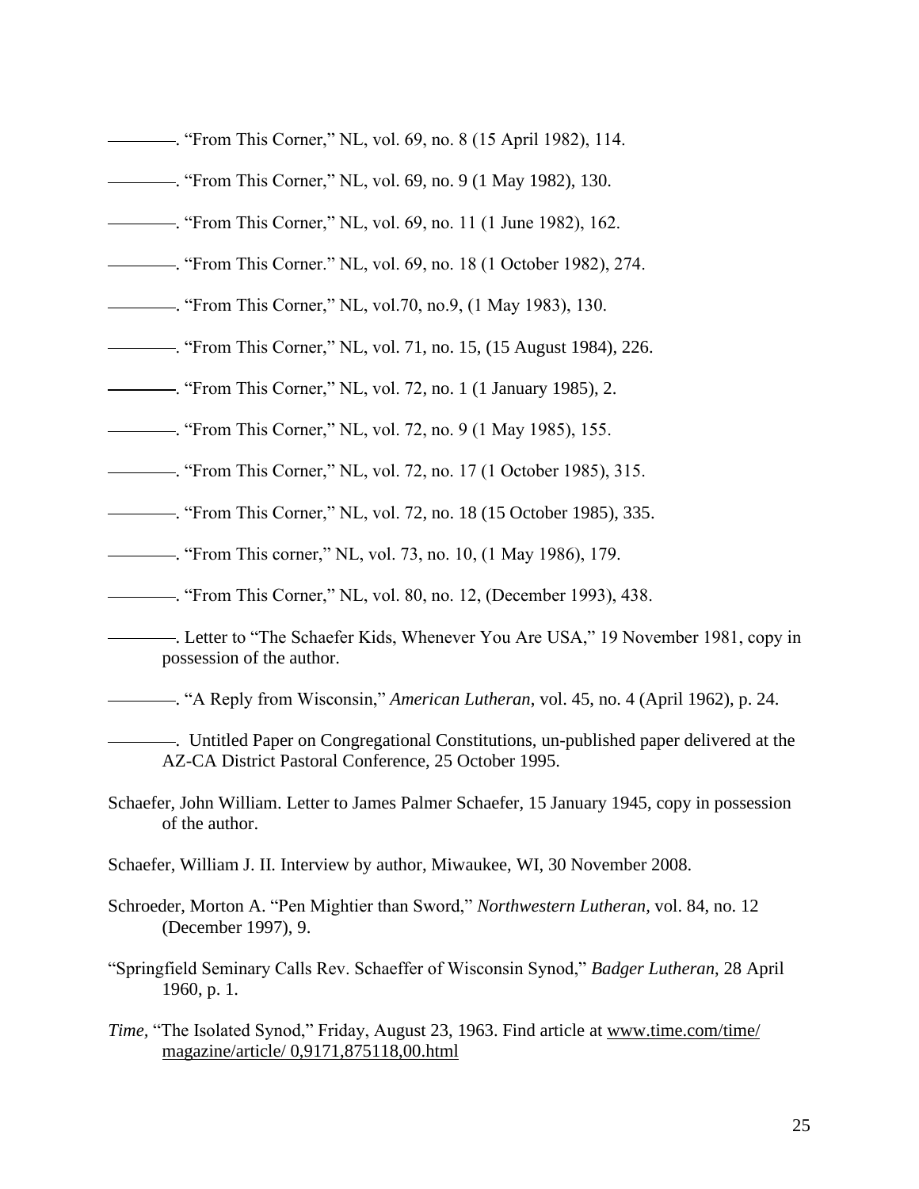———. "From This Corner," NL, vol. 69, no. 8 (15 April 1982), 114.

———. "From This Corner," NL, vol. 69, no. 9 (1 May 1982), 130.

———. "From This Corner," NL, vol. 69, no. 11 (1 June 1982), 162.

———. "From This Corner." NL, vol. 69, no. 18 (1 October 1982), 274.

———. "From This Corner," NL, vol.70, no.9, (1 May 1983), 130.

———. "From This Corner," NL, vol. 71, no. 15, (15 August 1984), 226.

———. "From This Corner," NL, vol. 72, no. 1 (1 January 1985), 2.

———. "From This Corner," NL, vol. 72, no. 9 (1 May 1985), 155.

———. "From This Corner," NL, vol. 72, no. 17 (1 October 1985), 315.

———. "From This Corner," NL, vol. 72, no. 18 (15 October 1985), 335.

———. "From This corner," NL, vol. 73, no. 10, (1 May 1986), 179.

———. "From This Corner," NL, vol. 80, no. 12, (December 1993), 438.

———. Letter to "The Schaefer Kids, Whenever You Are USA," 19 November 1981, copy in possession of the author.

———. "A Reply from Wisconsin," *American Lutheran*, vol. 45, no. 4 (April 1962), p. 24.

———. Untitled Paper on Congregational Constitutions, un-published paper delivered at the AZ-CA District Pastoral Conference, 25 October 1995.

Schaefer, John William. Letter to James Palmer Schaefer, 15 January 1945, copy in possession of the author.

Schaefer, William J. II. Interview by author, Miwaukee, WI, 30 November 2008.

Schroeder, Morton A. "Pen Mightier than Sword," *Northwestern Lutheran*, vol. 84, no. 12 (December 1997), 9.

"Springfield Seminary Calls Rev. Schaeffer of Wisconsin Synod," *Badger Lutheran*, 28 April 1960, p. 1.

*Time*, "The Isolated Synod," Friday, August 23, 1963. Find article at www.time.com/time/magazine/article/ 0,9171,875118,00.html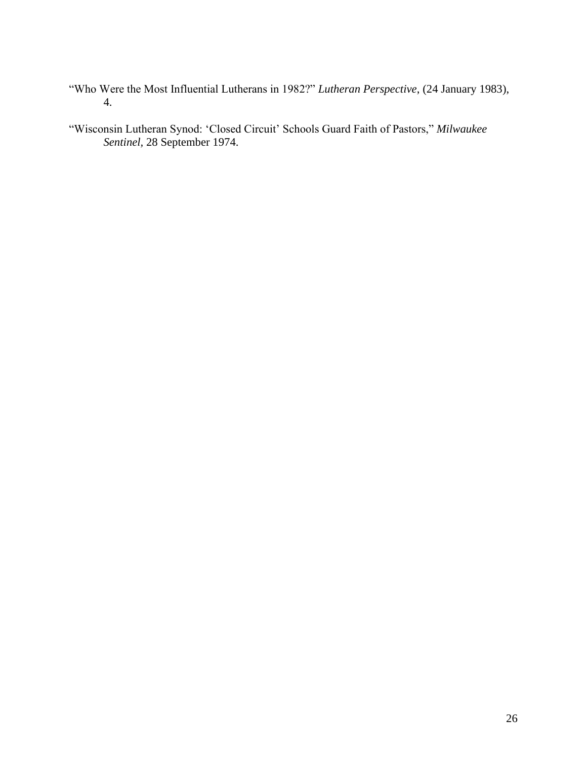"Who Were the Most Influential Lutherans in 1982?" *Lutheran Perspective*, (24 January 1983), 4.

"Wisconsin Lutheran Synod: 'Closed Circuit' Schools Guard Faith of Pastors," *Milwaukee Sentinel,* 28 September 1974.